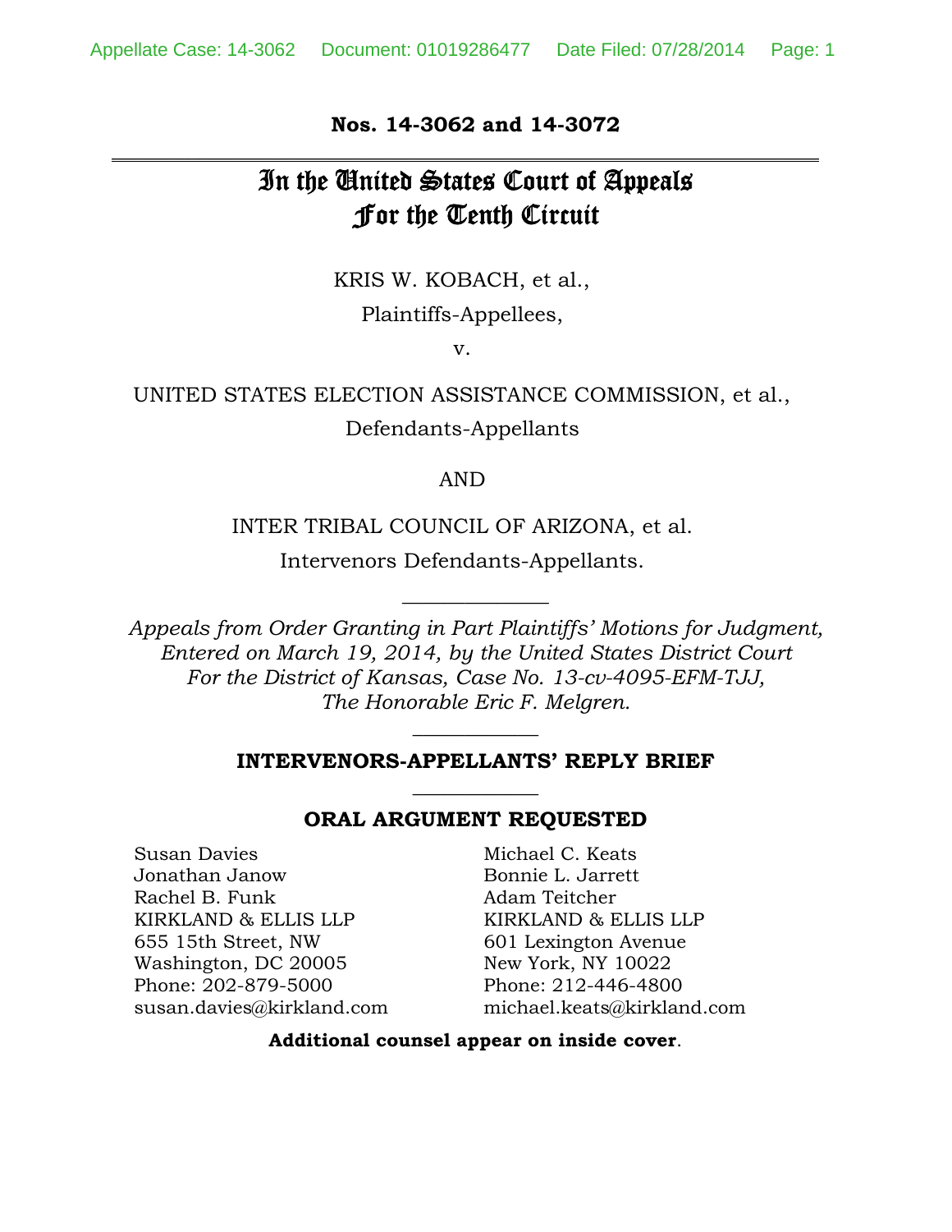**Nos. 14-3062 and 14-3072**

# In the United States Court of Appeals For the Tenth Circuit

KRIS W. KOBACH, et al.,

Plaintiffs-Appellees,

v.

UNITED STATES ELECTION ASSISTANCE COMMISSION, et al.,

Defendants-Appellants

AND

INTER TRIBAL COUNCIL OF ARIZONA, et al.

Intervenors Defendants-Appellants.

---

*Appeals from Order Granting in Part Plaintiffs' Motions for Judgment, Entered on March 19, 2014, by the United States District Court For the District of Kansas, Case No. 13-cv-4095-EFM-TJJ, The Honorable Eric F. Melgren.*

---

**INTERVENORS-APPELLANTS' REPLY BRIEF**

---

**ORAL ARGUMENT REQUESTED**

Susan Davies
Jonathan Janow
Rachel B. Funk
KIRKLAND & ELLIS LLP
655 15th Street, NW
Washington, DC 20005
Phone: 202-879-5000
susan.davies@kirkland.com

Michael C. Keats
Bonnie L. Jarrett
Adam Teitcher
KIRKLAND & ELLIS LLP
601 Lexington Avenue
New York, NY 10022
Phone: 212-446-4800
michael.keats@kirkland.com

**Additional counsel appear on inside cover**.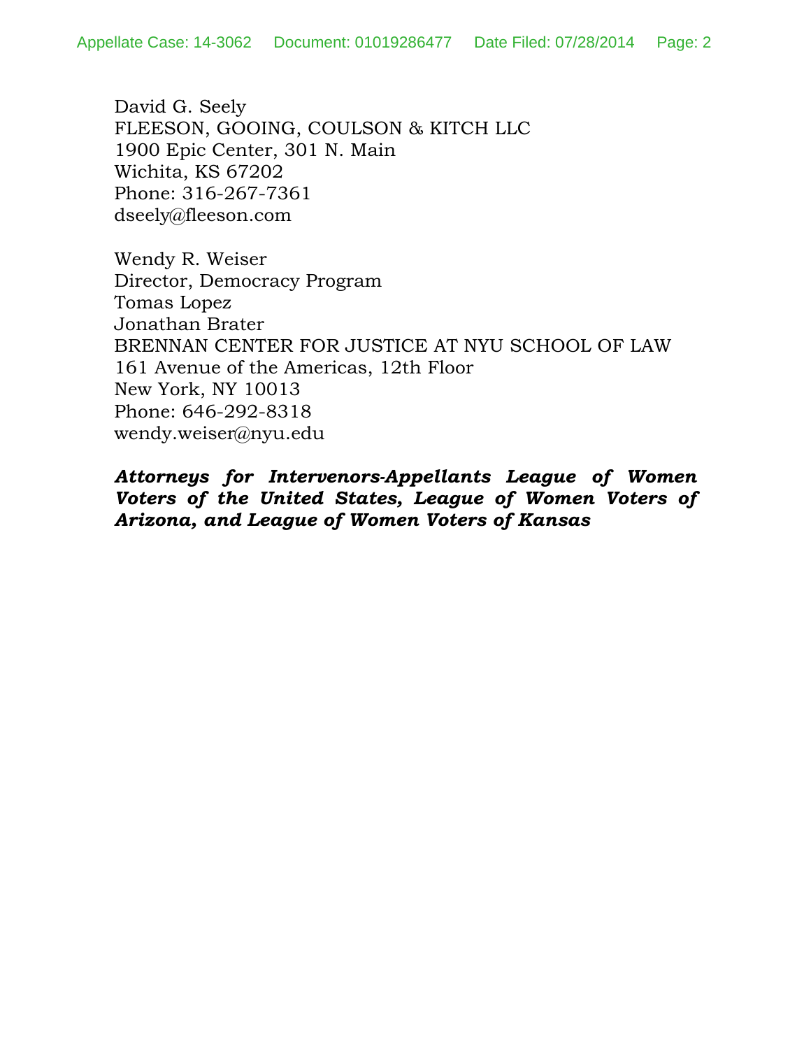David G. Seely
FLEESON, GOOING, COULSON & KITCH LLC
1900 Epic Center, 301 N. Main
Wichita, KS 67202
Phone: 316-267-7361
dseely@fleeson.com

Wendy R. Weiser
Director, Democracy Program
Tomas Lopez
Jonathan Brater
BRENNAN CENTER FOR JUSTICE AT NYU SCHOOL OF LAW
161 Avenue of the Americas, 12th Floor
New York, NY 10013
Phone: 646-292-8318
wendy.weiser@nyu.edu

***Attorneys for Intervenors-Appellants League of Women Voters of the United States, League of Women Voters of Arizona, and League of Women Voters of Kansas***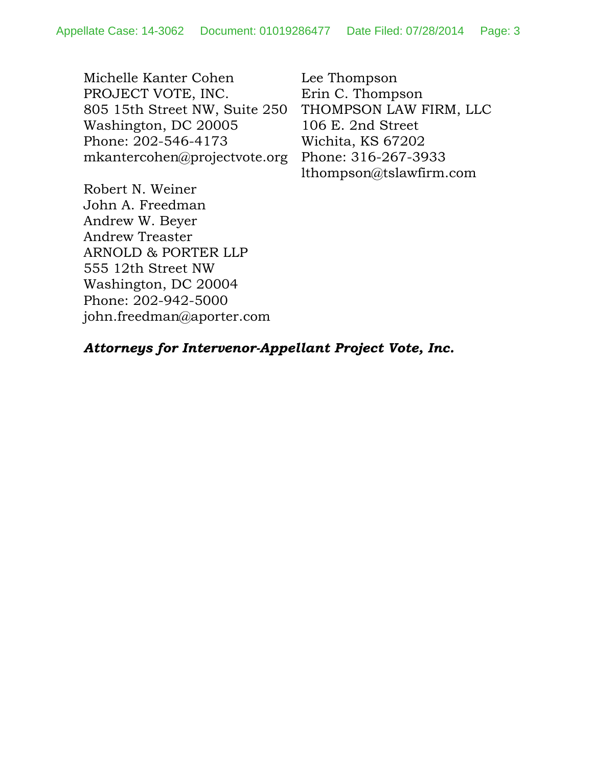Michelle Kanter Cohen
PROJECT VOTE, INC.
805 15th Street NW, Suite 250
Washington, DC 20005
Phone: 202-546-4173
mkantercohen@projectvote.org

Lee Thompson
Erin C. Thompson
THOMPSON LAW FIRM, LLC
106 E. 2nd Street
Wichita, KS 67202
Phone: 316-267-3933
lthompson@tslawfirm.com

Robert N. Weiner
John A. Freedman
Andrew W. Beyer
Andrew Treaster
ARNOLD & PORTER LLP
555 12th Street NW
Washington, DC 20004
Phone: 202-942-5000
john.freedman@aporter.com

***Attorneys for Intervenor-Appellant Project Vote, Inc.***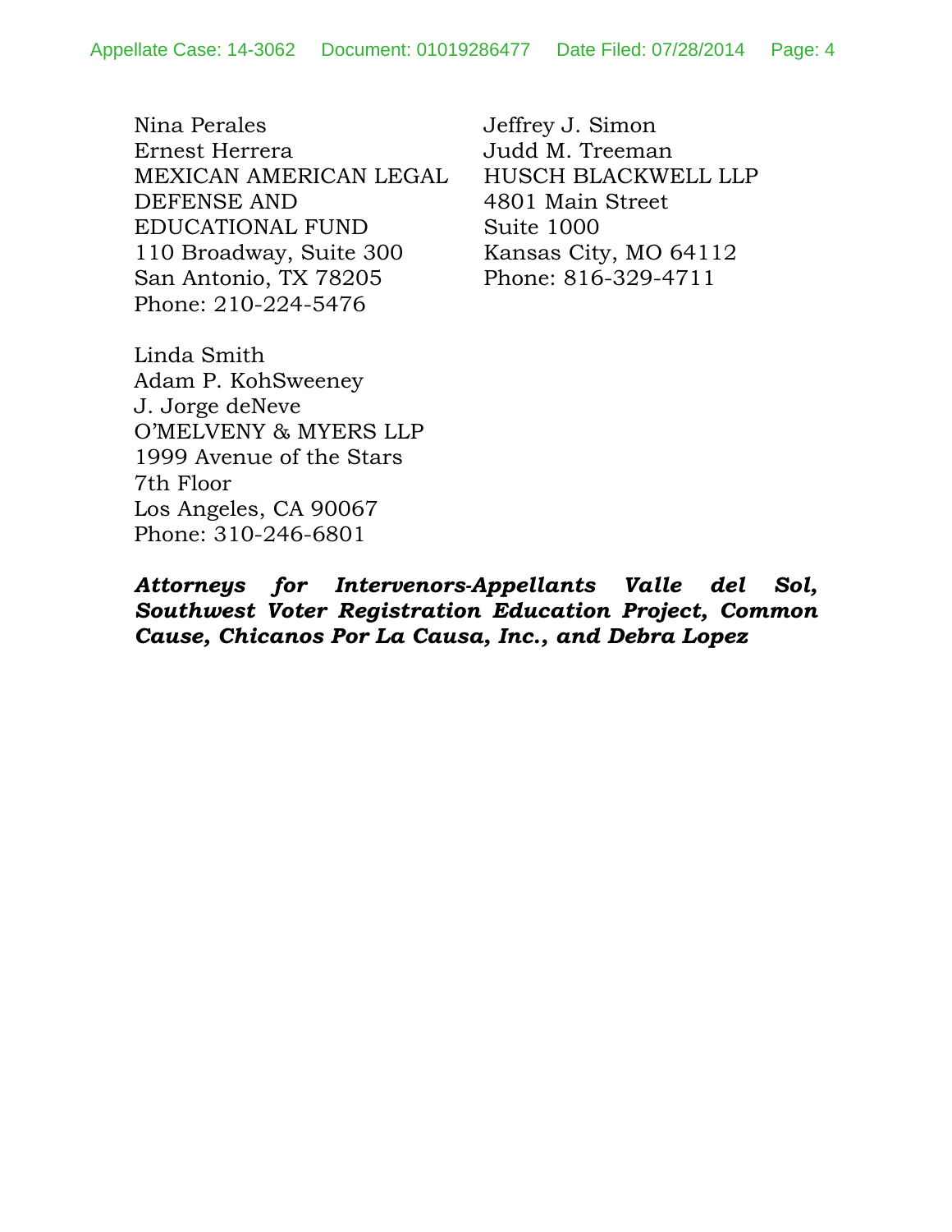Nina Perales
Ernest Herrera
MEXICAN AMERICAN LEGAL DEFENSE AND EDUCATIONAL FUND
110 Broadway, Suite 300
San Antonio, TX 78205
Phone: 210-224-5476

Jeffrey J. Simon
Judd M. Treeman
HUSCH BLACKWELL LLP
4801 Main Street
Suite 1000
Kansas City, MO 64112
Phone: 816-329-4711

Linda Smith
Adam P. KohSweeney
J. Jorge deNeve
O'MELVENY & MYERS LLP
1999 Avenue of the Stars
7th Floor
Los Angeles, CA 90067
Phone: 310-246-6801

***Attorneys for Intervenors-Appellants Valle del Sol, Southwest Voter Registration Education Project, Common Cause, Chicanos Por La Causa, Inc., and Debra Lopez***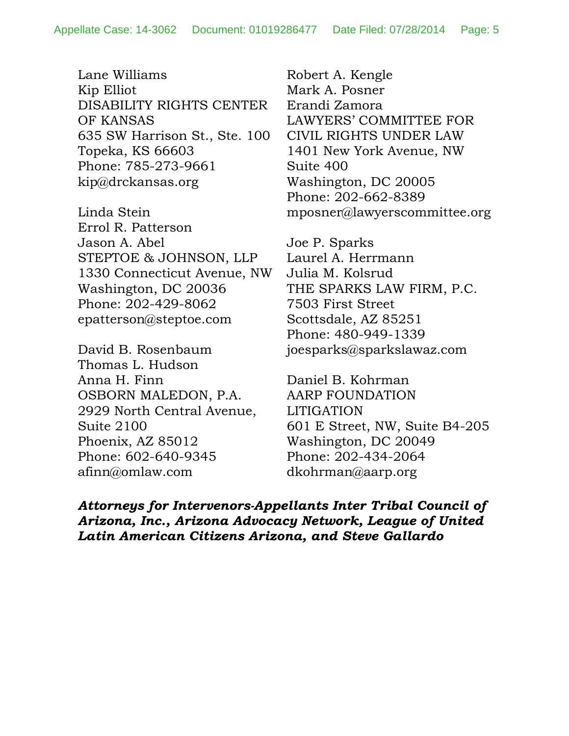Lane Williams
Kip Elliot
DISABILITY RIGHTS CENTER OF KANSAS
635 SW Harrison St., Ste. 100
Topeka, KS 66603
Phone: 785-273-9661
kip@drckansas.org

Linda Stein
Errol R. Patterson
Jason A. Abel
STEPTOE & JOHNSON, LLP
1330 Connecticut Avenue, NW
Washington, DC 20036
Phone: 202-429-8062
epatterson@steptoe.com

David B. Rosenbaum
Thomas L. Hudson
Anna H. Finn
OSBORN MALEDON, P.A.
2929 North Central Avenue, Suite 2100
Phoenix, AZ 85012
Phone: 602-640-9345
afinn@omlaw.com

Robert A. Kengle
Mark A. Posner
Erandi Zamora
LAWYERS' COMMITTEE FOR CIVIL RIGHTS UNDER LAW
1401 New York Avenue, NW
Suite 400
Washington, DC 20005
Phone: 202-662-8389
mposner@lawyerscommittee.org

Joe P. Sparks
Laurel A. Herrmann
Julia M. Kolsrud
THE SPARKS LAW FIRM, P.C.
7503 First Street
Scottsdale, AZ 85251
Phone: 480-949-1339
joesparks@sparkslawaz.com

Daniel B. Kohrman
AARP FOUNDATION LITIGATION
601 E Street, NW, Suite B4-205
Washington, DC 20049
Phone: 202-434-2064
dkohrman@aarp.org

***Attorneys for Intervenors-Appellants Inter Tribal Council of Arizona, Inc., Arizona Advocacy Network, League of United Latin American Citizens Arizona, and Steve Gallardo***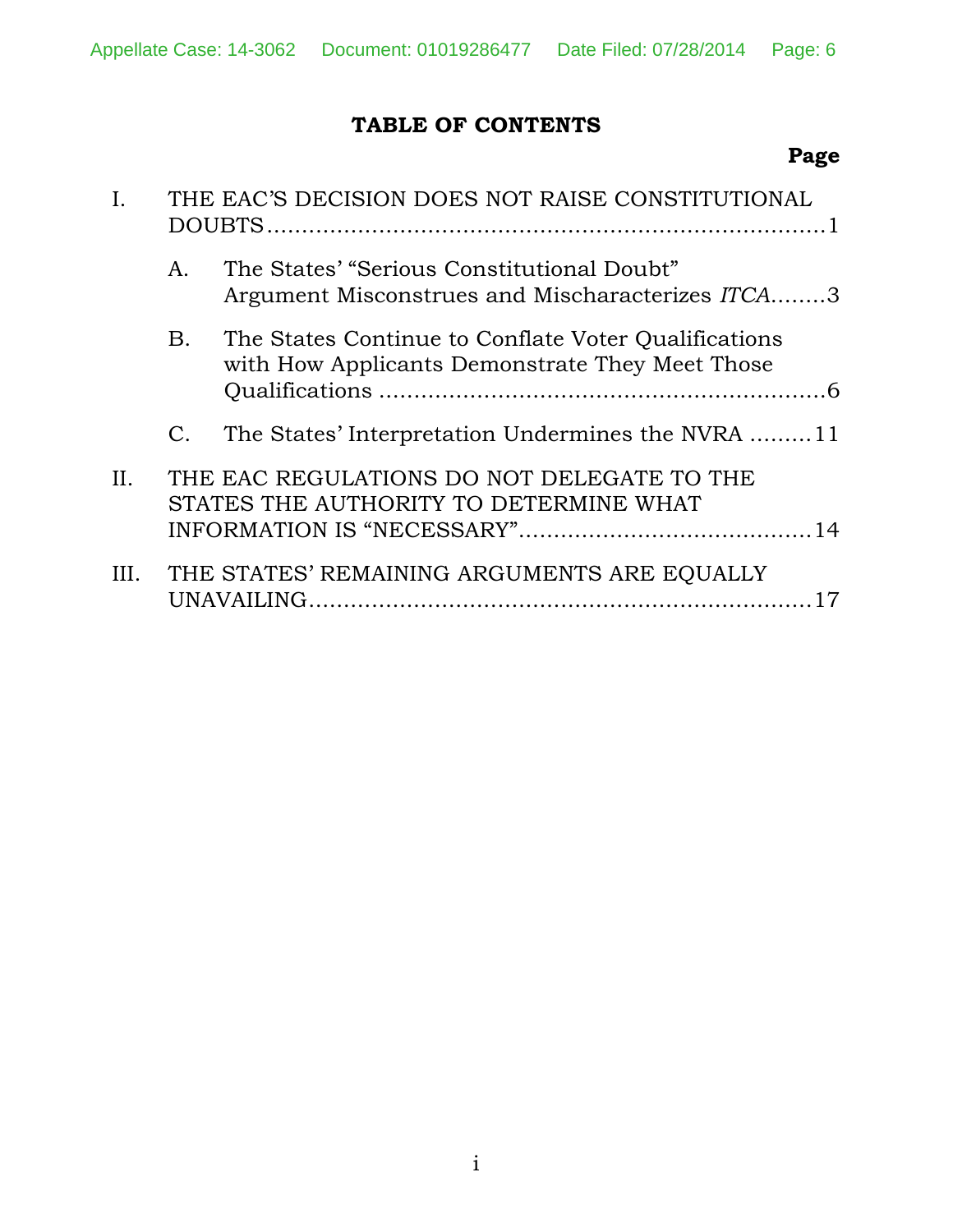**TABLE OF CONTENTS**

**Page**

I. THE EAC'S DECISION DOES NOT RAISE CONSTITUTIONAL DOUBTS ........................................................................ 1

A. The States' "Serious Constitutional Doubt" Argument Misconstrues and Mischaracterizes *ITCA* ........ 3

B. The States Continue to Conflate Voter Qualifications with How Applicants Demonstrate They Meet Those Qualifications ................................................................ 6

C. The States' Interpretation Undermines the NVRA ......... 11

II. THE EAC REGULATIONS DO NOT DELEGATE TO THE STATES THE AUTHORITY TO DETERMINE WHAT INFORMATION IS "NECESSARY" .......................................... 14

III. THE STATES' REMAINING ARGUMENTS ARE EQUALLY UNAVAILING ......................................................................... 17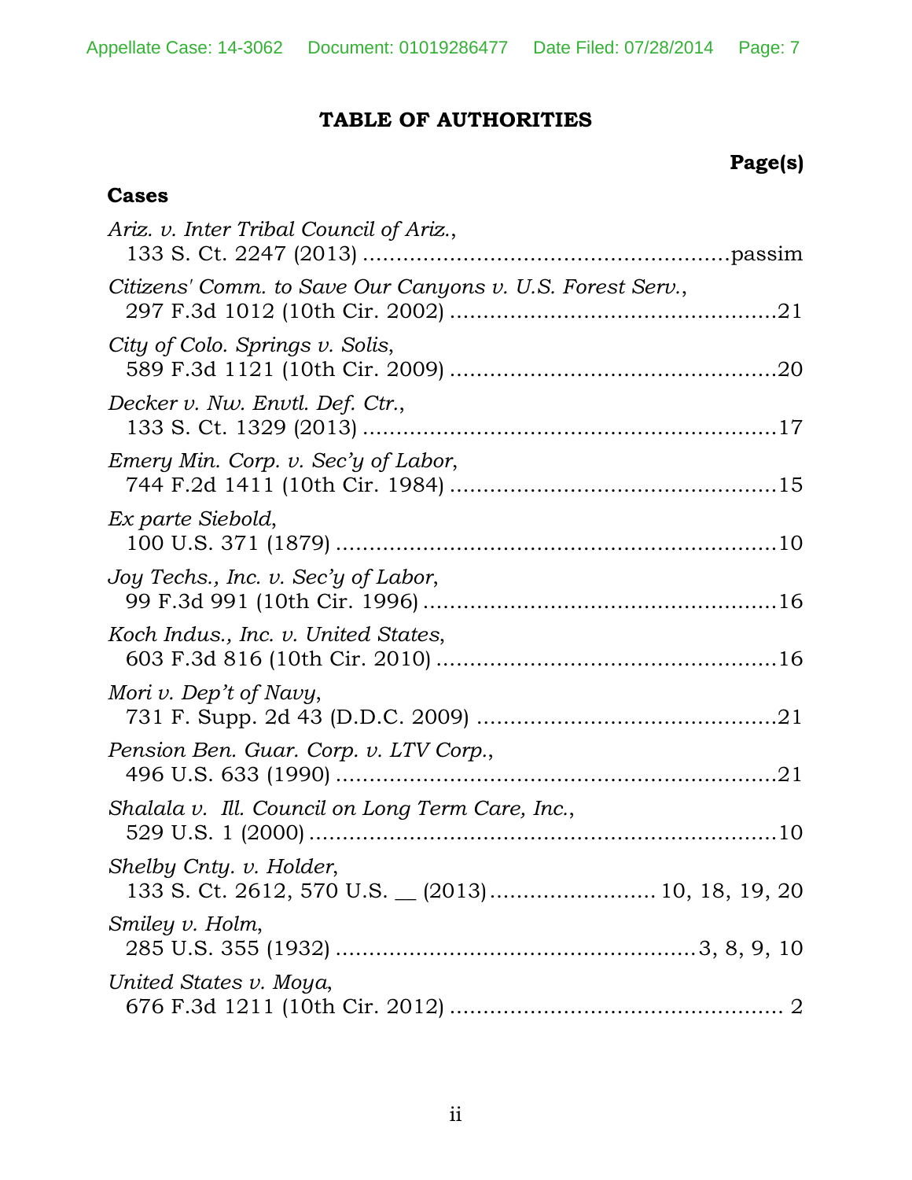# TABLE OF AUTHORITIES

**Page(s)**

### Cases

*Ariz. v. Inter Tribal Council of Ariz.*,
133 S. Ct. 2247 (2013) ....................................................passim

*Citizens' Comm. to Save Our Canyons v. U.S. Forest Serv.*,
297 F.3d 1012 (10th Cir. 2002) ...............................................21

*City of Colo. Springs v. Solis*,
589 F.3d 1121 (10th Cir. 2009) ...............................................20

*Decker v. Nw. Envtl. Def. Ctr.*,
133 S. Ct. 1329 (2013) ...........................................................17

*Emery Min. Corp. v. Sec'y of Labor*,
744 F.2d 1411 (10th Cir. 1984) ...............................................15

*Ex parte Siebold*,
100 U.S. 371 (1879) ...............................................................10

*Joy Techs., Inc. v. Sec'y of Labor*,
99 F.3d 991 (10th Cir. 1996) ...................................................16

*Koch Indus., Inc. v. United States*,
603 F.3d 816 (10th Cir. 2010) .................................................16

*Mori v. Dep't of Navy*,
731 F. Supp. 2d 43 (D.D.C. 2009) ...........................................21

*Pension Ben. Guar. Corp. v. LTV Corp.*,
496 U.S. 633 (1990) ...............................................................21

*Shalala v. Ill. Council on Long Term Care, Inc.*,
529 U.S. 1 (2000) ...................................................................10

*Shelby Cnty. v. Holder*,
133 S. Ct. 2612, 570 U.S. __ (2013)........................ 10, 18, 19, 20

*Smiley v. Holm*,
285 U.S. 355 (1932) ...................................................3, 8, 9, 10

*United States v. Moya*,
676 F.3d 1211 (10th Cir. 2012) ................................................ 2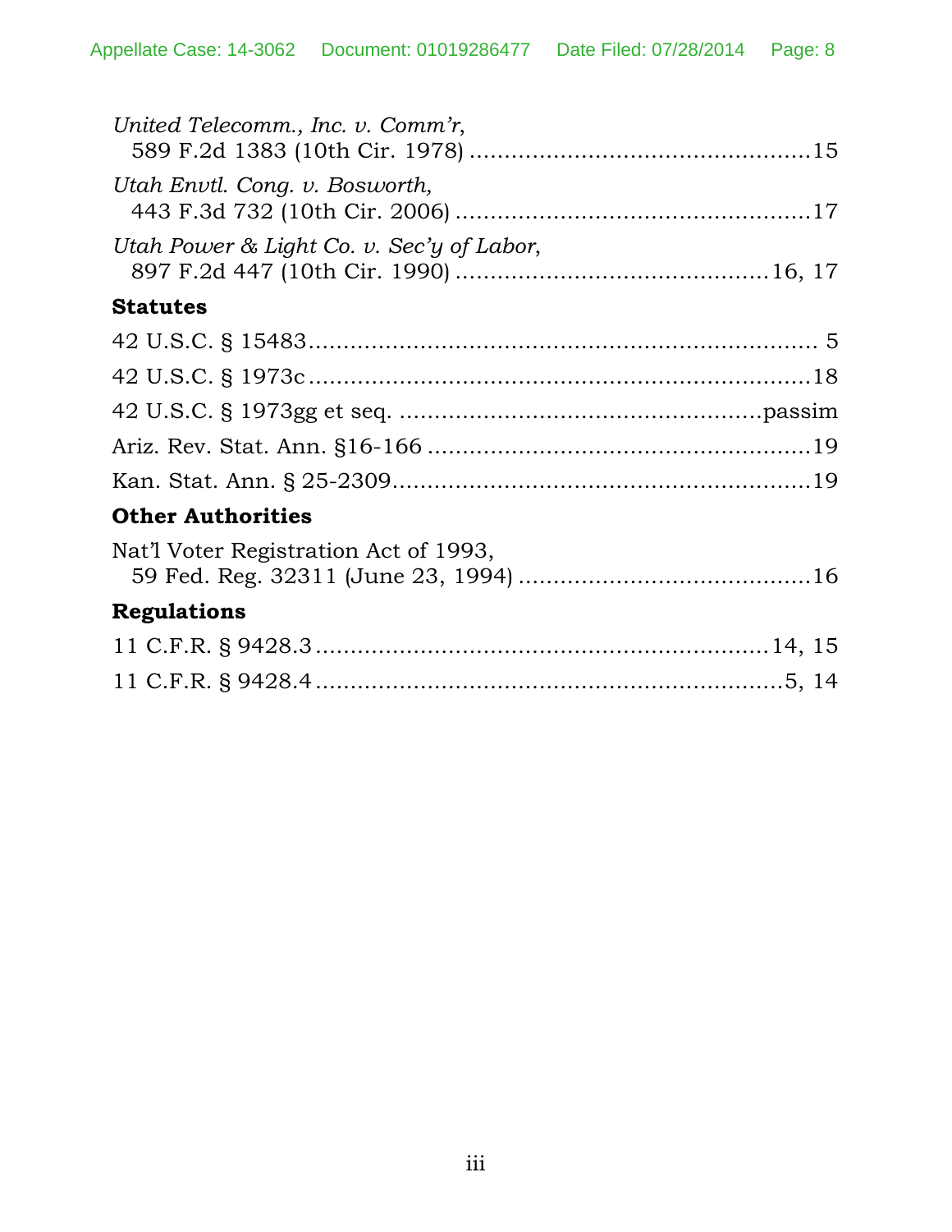*United Telecomm., Inc. v. Comm'r*,
589 F.2d 1383 (10th Cir. 1978) ................................................15

*Utah Envtl. Cong. v. Bosworth,*
443 F.3d 732 (10th Cir. 2006) ..................................................17

*Utah Power & Light Co. v. Sec'y of Labor*,
897 F.2d 447 (10th Cir. 1990) ............................................16, 17

**Statutes**

42 U.S.C. § 15483........................................................................ 5

42 U.S.C. § 1973c .......................................................................18

42 U.S.C. § 1973gg et seq. ...................................................passim

Ariz. Rev. Stat. Ann. §16-166 ......................................................19

Kan. Stat. Ann. § 25-2309...........................................................19

**Other Authorities**

Nat'l Voter Registration Act of 1993,
59 Fed. Reg. 32311 (June 23, 1994) .........................................16

**Regulations**

11 C.F.R. § 9428.3................................................................14, 15

11 C.F.R. § 9428.4..................................................................5, 14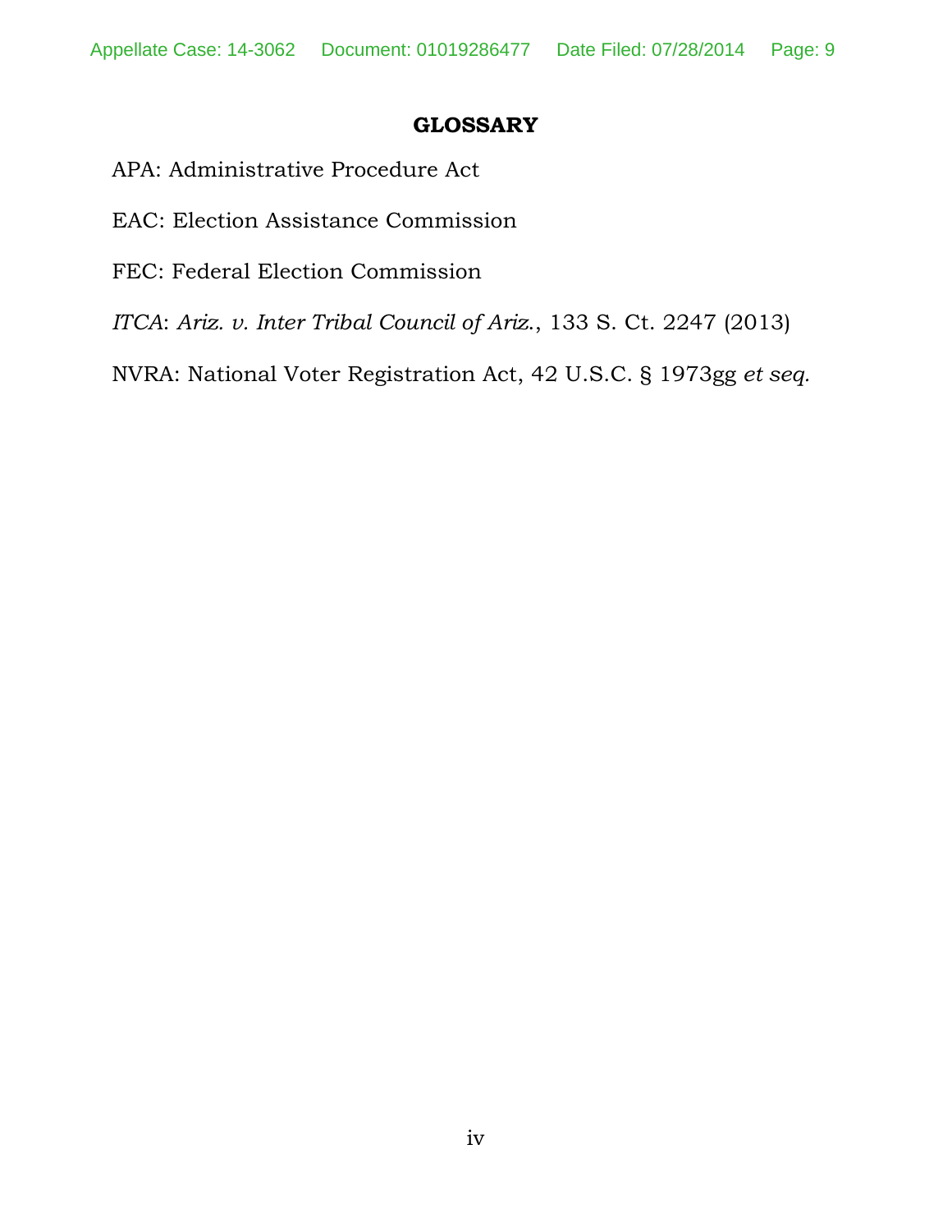## GLOSSARY

APA: Administrative Procedure Act

EAC: Election Assistance Commission

FEC: Federal Election Commission

*ITCA*: *Ariz. v. Inter Tribal Council of Ariz.*, 133 S. Ct. 2247 (2013)

NVRA: National Voter Registration Act, 42 U.S.C. § 1973gg *et seq.*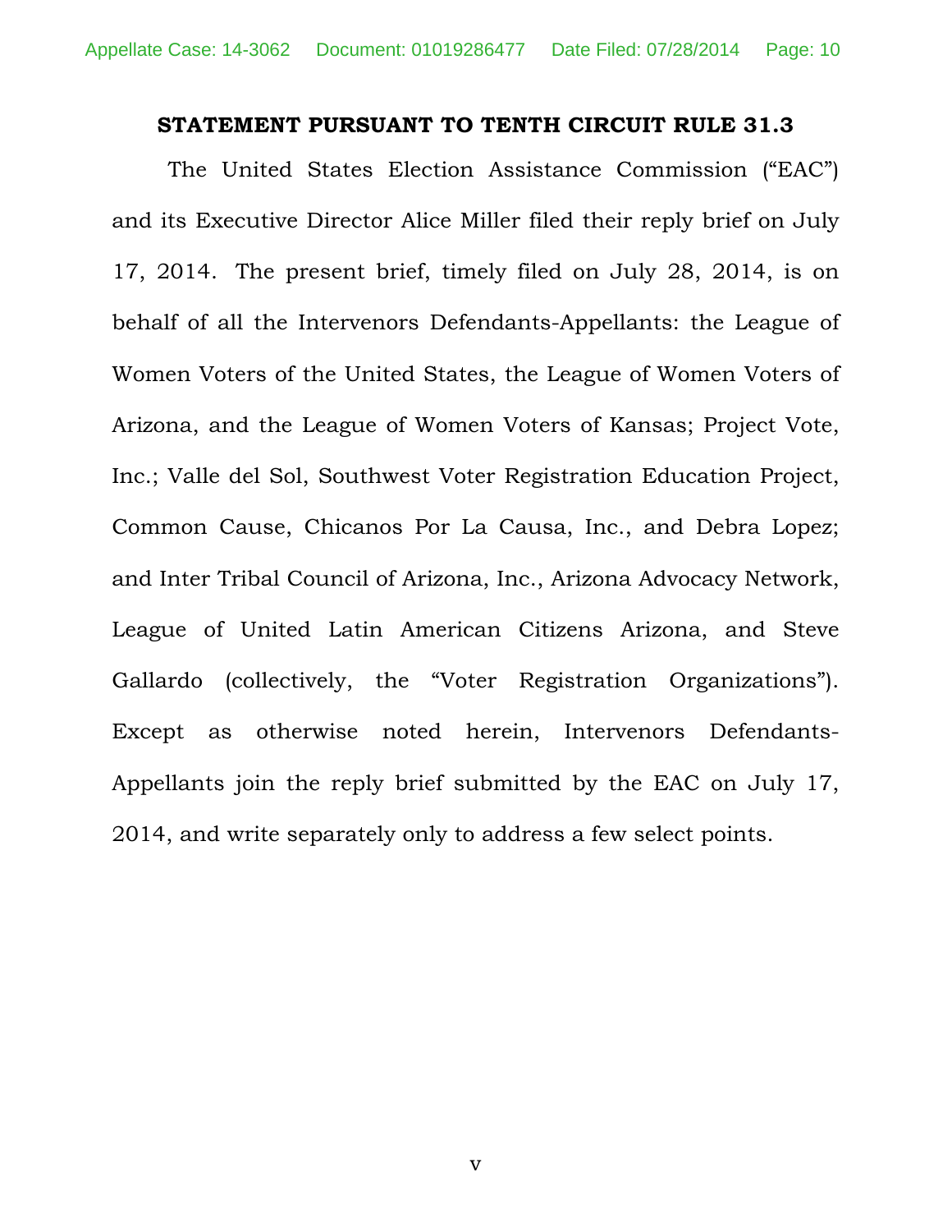## STATEMENT PURSUANT TO TENTH CIRCUIT RULE 31.3

The United States Election Assistance Commission ("EAC") and its Executive Director Alice Miller filed their reply brief on July 17, 2014. The present brief, timely filed on July 28, 2014, is on behalf of all the Intervenors Defendants-Appellants: the League of Women Voters of the United States, the League of Women Voters of Arizona, and the League of Women Voters of Kansas; Project Vote, Inc.; Valle del Sol, Southwest Voter Registration Education Project, Common Cause, Chicanos Por La Causa, Inc., and Debra Lopez; and Inter Tribal Council of Arizona, Inc., Arizona Advocacy Network, League of United Latin American Citizens Arizona, and Steve Gallardo (collectively, the "Voter Registration Organizations"). Except as otherwise noted herein, Intervenors Defendants-Appellants join the reply brief submitted by the EAC on July 17, 2014, and write separately only to address a few select points.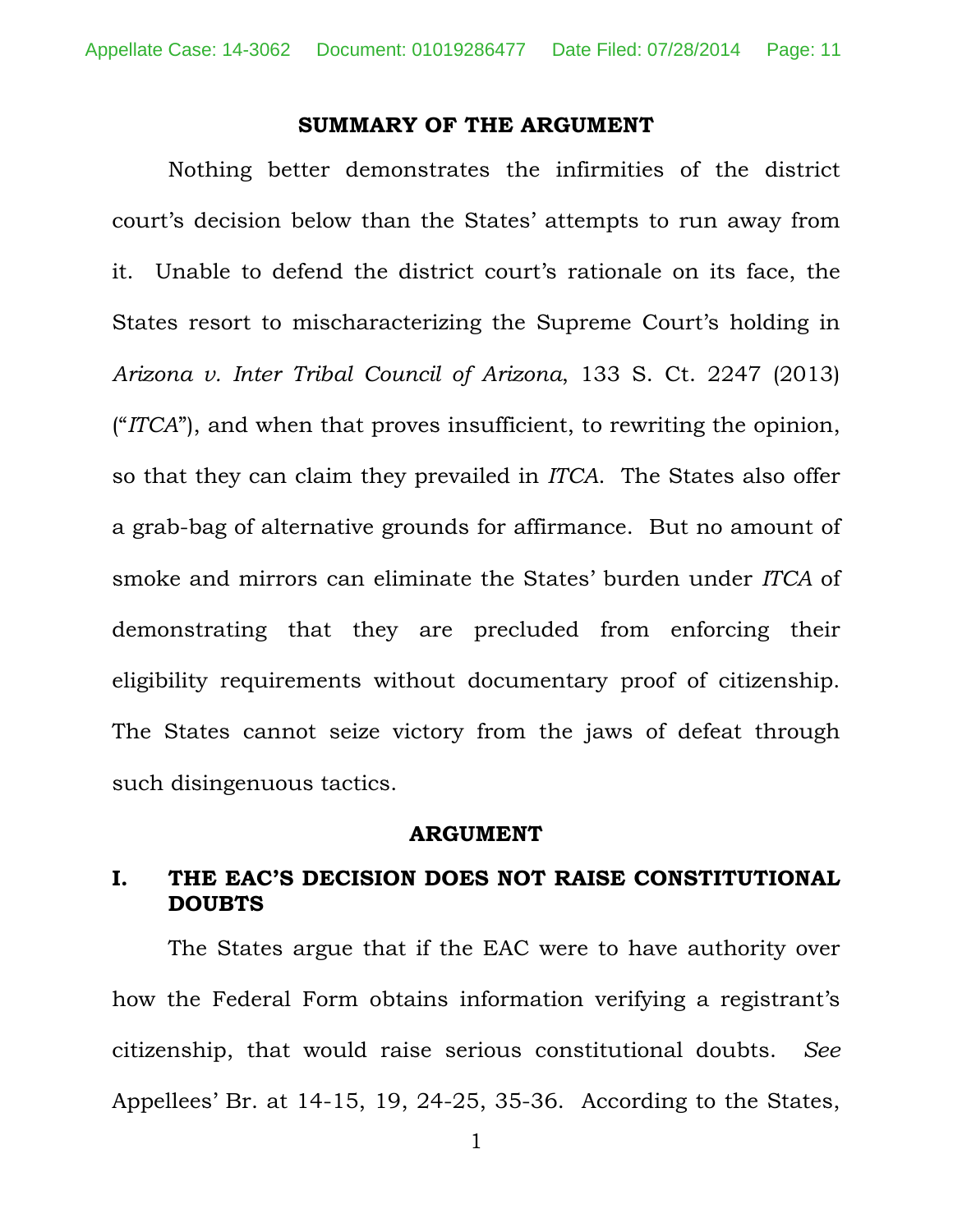## SUMMARY OF THE ARGUMENT

Nothing better demonstrates the infirmities of the district court's decision below than the States' attempts to run away from it. Unable to defend the district court's rationale on its face, the States resort to mischaracterizing the Supreme Court's holding in *Arizona v. Inter Tribal Council of Arizona*, 133 S. Ct. 2247 (2013) ("*ITCA*"), and when that proves insufficient, to rewriting the opinion, so that they can claim they prevailed in *ITCA*. The States also offer a grab-bag of alternative grounds for affirmance. But no amount of smoke and mirrors can eliminate the States' burden under *ITCA* of demonstrating that they are precluded from enforcing their eligibility requirements without documentary proof of citizenship. The States cannot seize victory from the jaws of defeat through such disingenuous tactics.

## ARGUMENT

### I. THE EAC'S DECISION DOES NOT RAISE CONSTITUTIONAL DOUBTS

The States argue that if the EAC were to have authority over how the Federal Form obtains information verifying a registrant's citizenship, that would raise serious constitutional doubts. *See* Appellees' Br. at 14-15, 19, 24-25, 35-36. According to the States,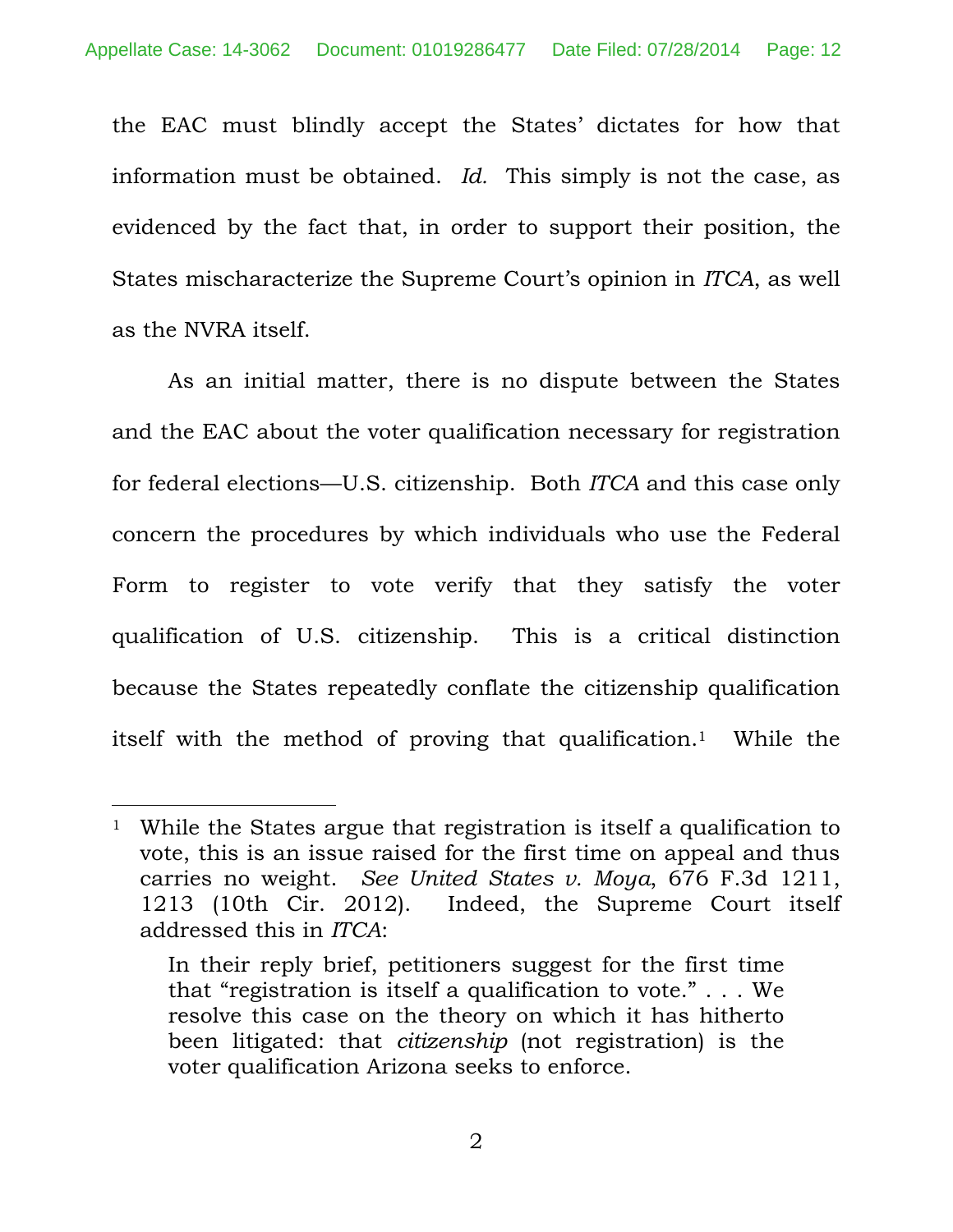the EAC must blindly accept the States' dictates for how that information must be obtained. *Id.* This simply is not the case, as evidenced by the fact that, in order to support their position, the States mischaracterize the Supreme Court's opinion in *ITCA*, as well as the NVRA itself.

As an initial matter, there is no dispute between the States and the EAC about the voter qualification necessary for registration for federal elections—U.S. citizenship. Both *ITCA* and this case only concern the procedures by which individuals who use the Federal Form to register to vote verify that they satisfy the voter qualification of U.S. citizenship. This is a critical distinction because the States repeatedly conflate the citizenship qualification itself with the method of proving that qualification.[1] While the

---

[1] While the States argue that registration is itself a qualification to vote, this is an issue raised for the first time on appeal and thus carries no weight. *See United States v. Moya*, 676 F.3d 1211, 1213 (10th Cir. 2012). Indeed, the Supreme Court itself addressed this in *ITCA*:

> In their reply brief, petitioners suggest for the first time that "registration is itself a qualification to vote." . . . We resolve this case on the theory on which it has hitherto been litigated: that *citizenship* (not registration) is the voter qualification Arizona seeks to enforce.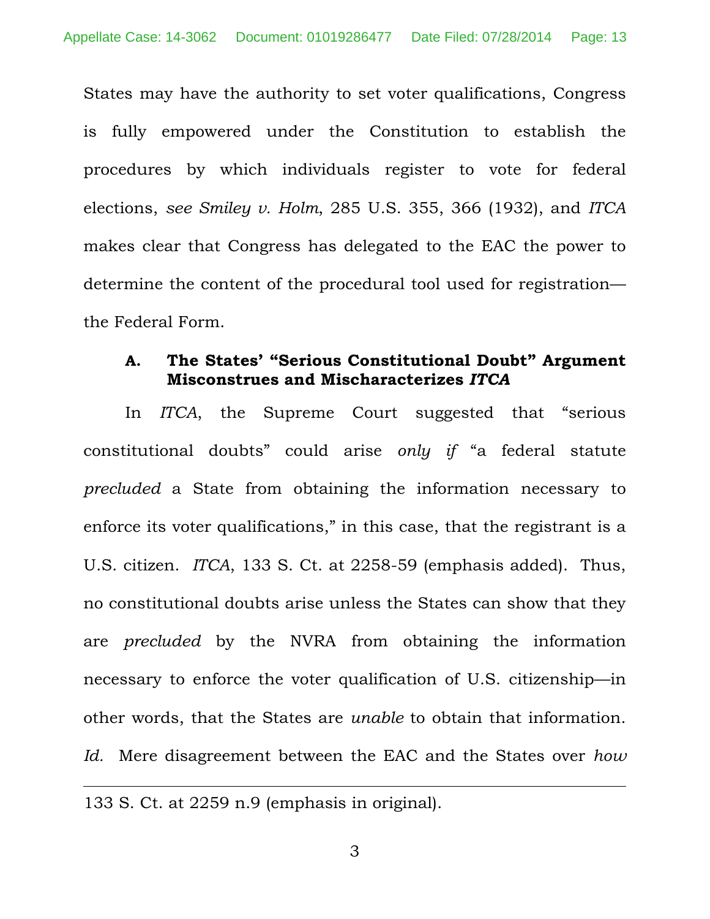States may have the authority to set voter qualifications, Congress is fully empowered under the Constitution to establish the procedures by which individuals register to vote for federal elections, *see Smiley v. Holm*, 285 U.S. 355, 366 (1932), and *ITCA* makes clear that Congress has delegated to the EAC the power to determine the content of the procedural tool used for registration—the Federal Form.

### A. The States' "Serious Constitutional Doubt" Argument Misconstrues and Mischaracterizes *ITCA*

In *ITCA*, the Supreme Court suggested that "serious constitutional doubts" could arise *only if* "a federal statute *precluded* a State from obtaining the information necessary to enforce its voter qualifications," in this case, that the registrant is a U.S. citizen. *ITCA*, 133 S. Ct. at 2258-59 (emphasis added). Thus, no constitutional doubts arise unless the States can show that they are *precluded* by the NVRA from obtaining the information necessary to enforce the voter qualification of U.S. citizenship—in other words, that the States are *unable* to obtain that information. *Id.* Mere disagreement between the EAC and the States over *how*

---

133 S. Ct. at 2259 n.9 (emphasis in original).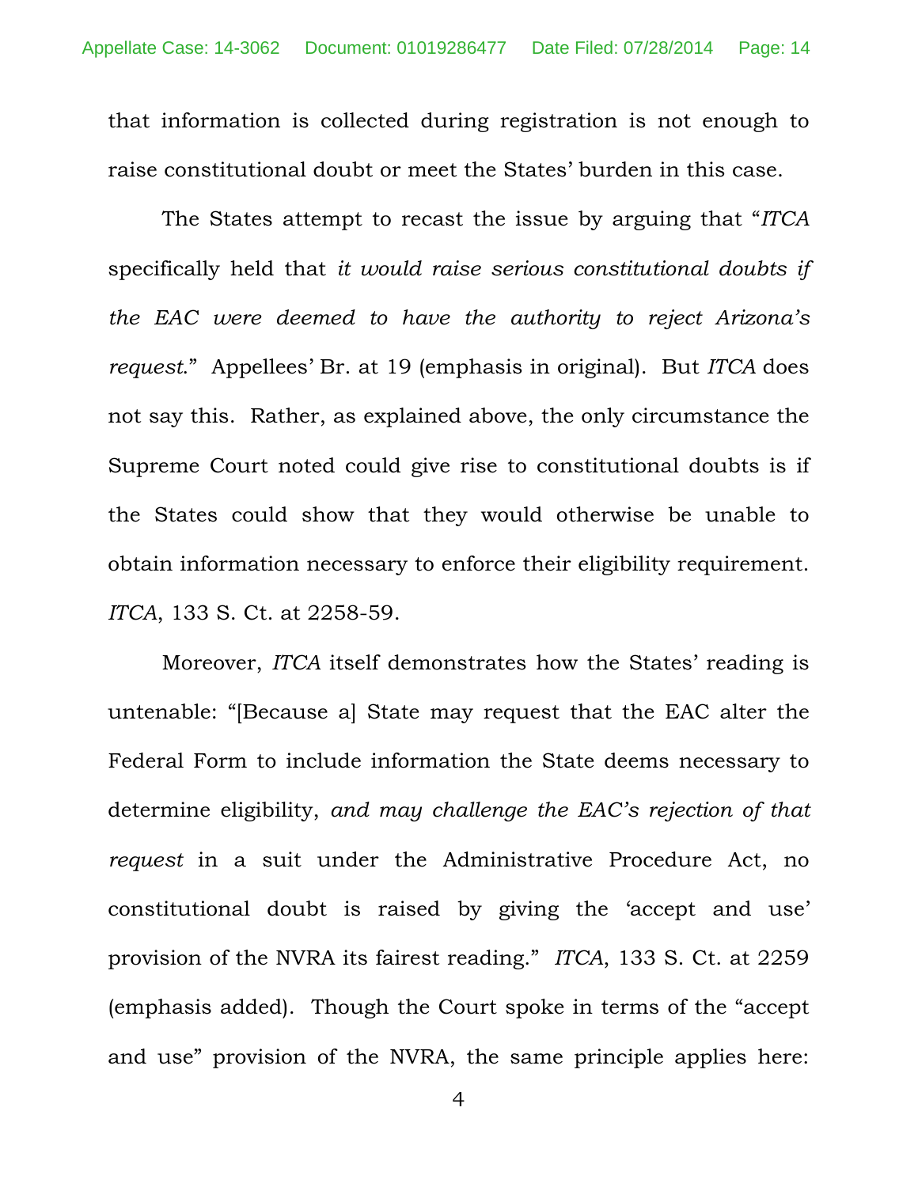that information is collected during registration is not enough to raise constitutional doubt or meet the States' burden in this case.

The States attempt to recast the issue by arguing that "*ITCA* specifically held that *it would raise serious constitutional doubts if the EAC were deemed to have the authority to reject Arizona's request*." Appellees' Br. at 19 (emphasis in original). But *ITCA* does not say this. Rather, as explained above, the only circumstance the Supreme Court noted could give rise to constitutional doubts is if the States could show that they would otherwise be unable to obtain information necessary to enforce their eligibility requirement. *ITCA*, 133 S. Ct. at 2258-59.

Moreover, *ITCA* itself demonstrates how the States' reading is untenable: "[Because a] State may request that the EAC alter the Federal Form to include information the State deems necessary to determine eligibility, *and may challenge the EAC's rejection of that request* in a suit under the Administrative Procedure Act, no constitutional doubt is raised by giving the 'accept and use' provision of the NVRA its fairest reading." *ITCA*, 133 S. Ct. at 2259 (emphasis added). Though the Court spoke in terms of the "accept and use" provision of the NVRA, the same principle applies here: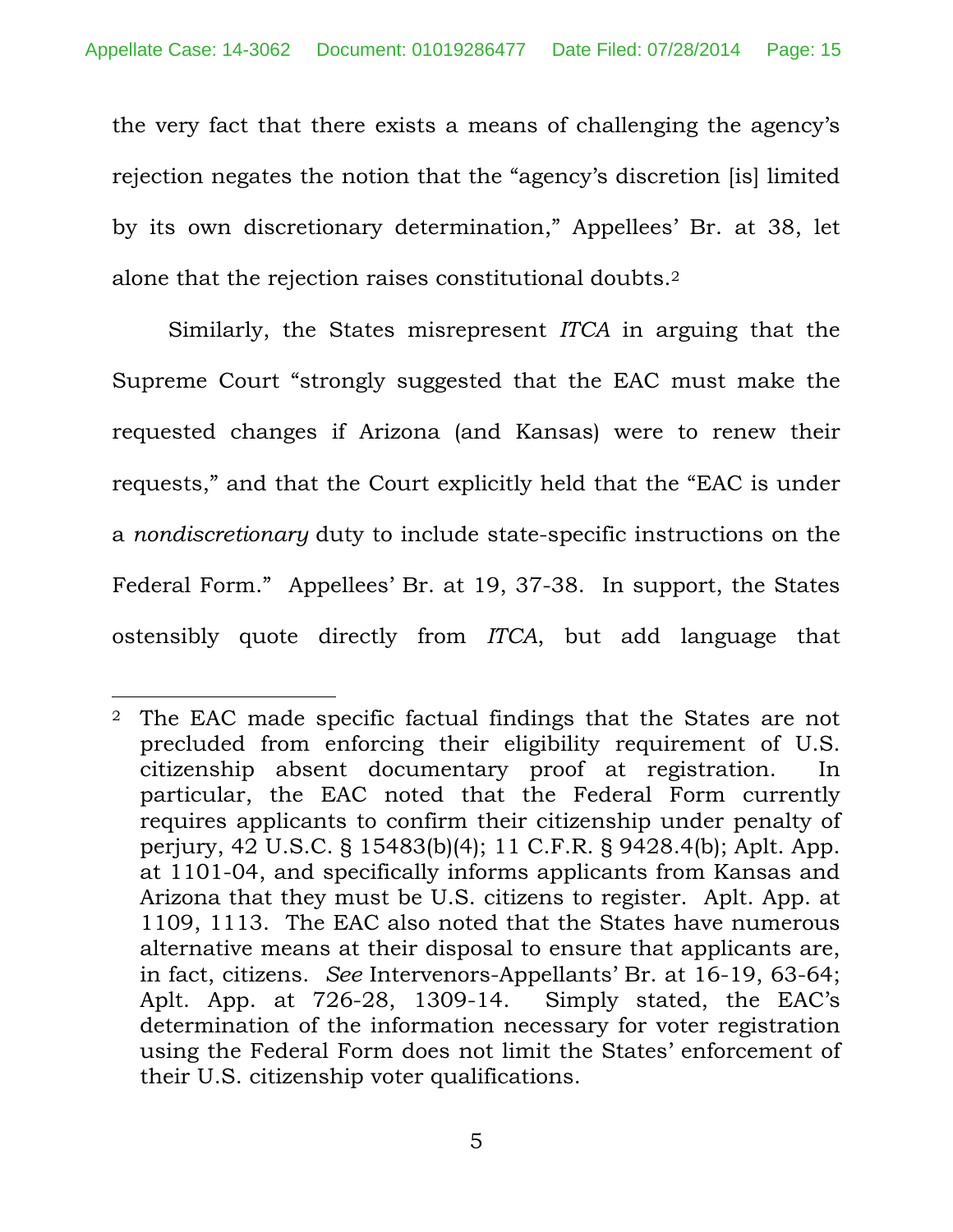the very fact that there exists a means of challenging the agency's rejection negates the notion that the "agency's discretion [is] limited by its own discretionary determination," Appellees' Br. at 38, let alone that the rejection raises constitutional doubts.[2]

Similarly, the States misrepresent *ITCA* in arguing that the Supreme Court "strongly suggested that the EAC must make the requested changes if Arizona (and Kansas) were to renew their requests," and that the Court explicitly held that the "EAC is under a *nondiscretionary* duty to include state-specific instructions on the Federal Form." Appellees' Br. at 19, 37-38. In support, the States ostensibly quote directly from *ITCA*, but add language that

---

[2] The EAC made specific factual findings that the States are not precluded from enforcing their eligibility requirement of U.S. citizenship absent documentary proof at registration. In particular, the EAC noted that the Federal Form currently requires applicants to confirm their citizenship under penalty of perjury, 42 U.S.C. § 15483(b)(4); 11 C.F.R. § 9428.4(b); Aplt. App. at 1101-04, and specifically informs applicants from Kansas and Arizona that they must be U.S. citizens to register. Aplt. App. at 1109, 1113. The EAC also noted that the States have numerous alternative means at their disposal to ensure that applicants are, in fact, citizens. *See* Intervenors-Appellants' Br. at 16-19, 63-64; Aplt. App. at 726-28, 1309-14. Simply stated, the EAC's determination of the information necessary for voter registration using the Federal Form does not limit the States' enforcement of their U.S. citizenship voter qualifications.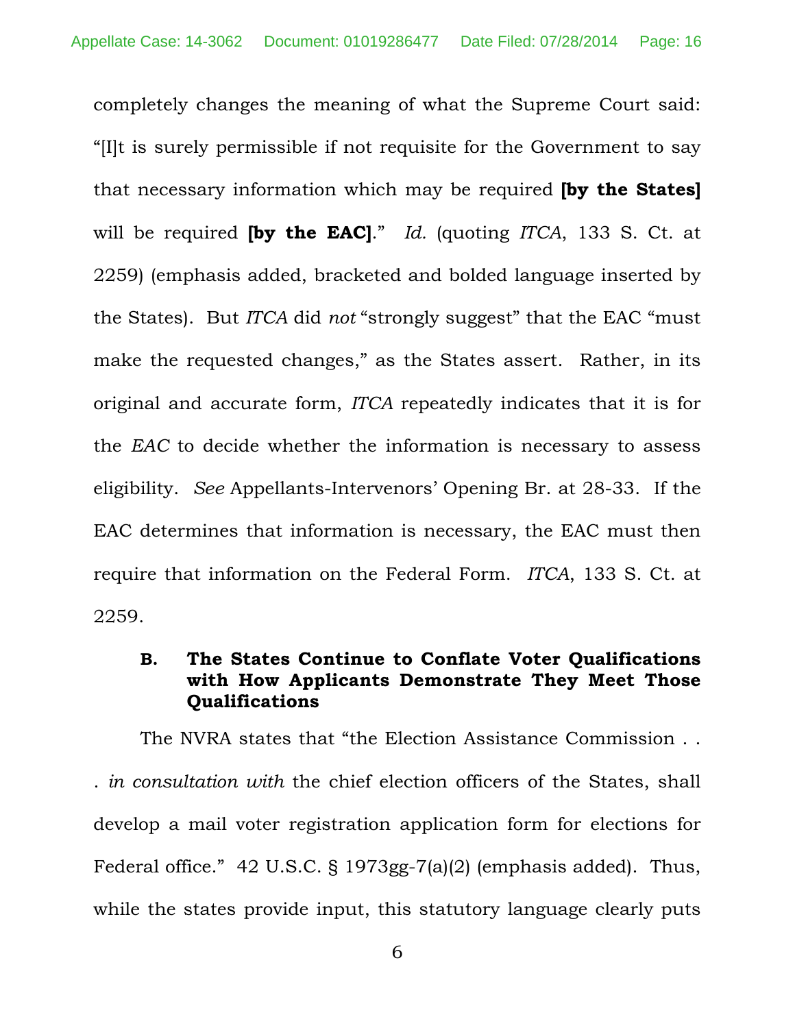completely changes the meaning of what the Supreme Court said: "[I]t is surely permissible if not requisite for the Government to say that necessary information which may be required **[by the States]** will be required **[by the EAC]**." *Id.* (quoting *ITCA*, 133 S. Ct. at 2259) (emphasis added, bracketed and bolded language inserted by the States). But *ITCA* did *not* "strongly suggest" that the EAC "must make the requested changes," as the States assert. Rather, in its original and accurate form, *ITCA* repeatedly indicates that it is for the *EAC* to decide whether the information is necessary to assess eligibility. *See* Appellants-Intervenors' Opening Br. at 28-33. If the EAC determines that information is necessary, the EAC must then require that information on the Federal Form. *ITCA*, 133 S. Ct. at 2259.

### B. The States Continue to Conflate Voter Qualifications with How Applicants Demonstrate They Meet Those Qualifications

The NVRA states that "the Election Assistance Commission . . . *in consultation with* the chief election officers of the States, shall develop a mail voter registration application form for elections for Federal office." 42 U.S.C. § 1973gg-7(a)(2) (emphasis added). Thus, while the states provide input, this statutory language clearly puts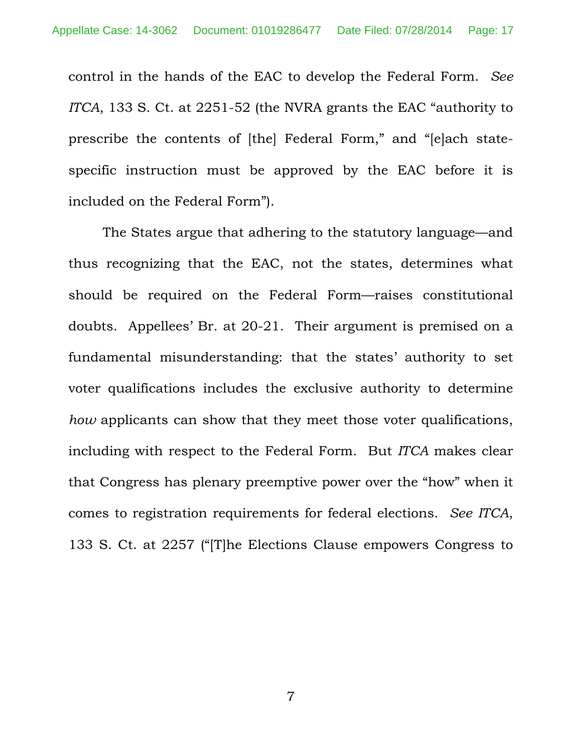control in the hands of the EAC to develop the Federal Form. *See ITCA*, 133 S. Ct. at 2251-52 (the NVRA grants the EAC "authority to prescribe the contents of [the] Federal Form," and "[e]ach state-specific instruction must be approved by the EAC before it is included on the Federal Form").

The States argue that adhering to the statutory language—and thus recognizing that the EAC, not the states, determines what should be required on the Federal Form—raises constitutional doubts. Appellees' Br. at 20-21. Their argument is premised on a fundamental misunderstanding: that the states' authority to set voter qualifications includes the exclusive authority to determine *how* applicants can show that they meet those voter qualifications, including with respect to the Federal Form. But *ITCA* makes clear that Congress has plenary preemptive power over the "how" when it comes to registration requirements for federal elections. *See ITCA*, 133 S. Ct. at 2257 ("[T]he Elections Clause empowers Congress to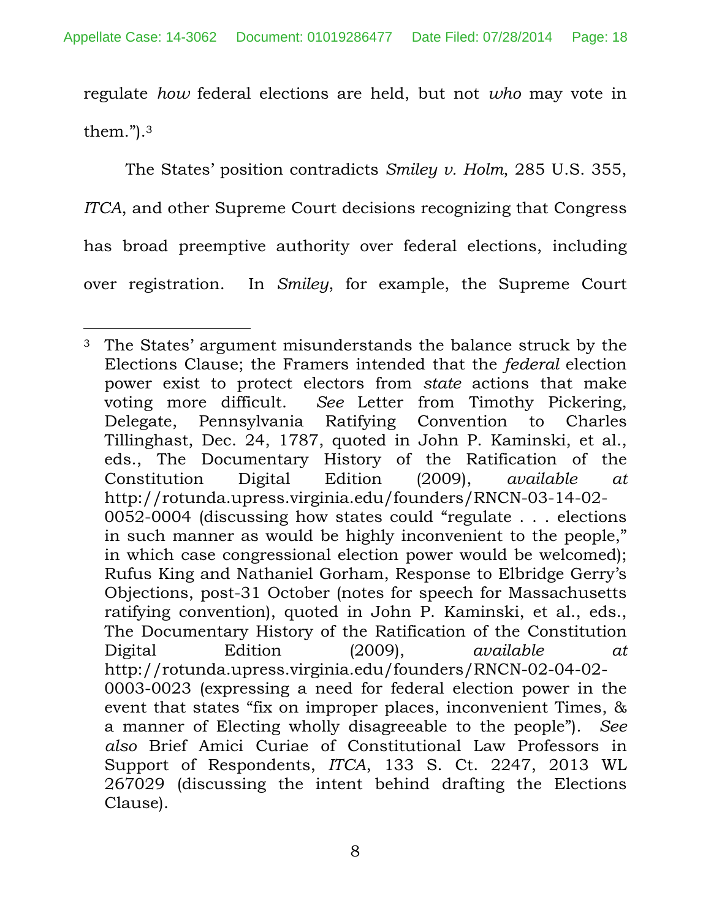regulate *how* federal elections are held, but not *who* may vote in them.").[3]

The States' position contradicts *Smiley v. Holm*, 285 U.S. 355, *ITCA*, and other Supreme Court decisions recognizing that Congress has broad preemptive authority over federal elections, including over registration. In *Smiley*, for example, the Supreme Court

---

[3] The States' argument misunderstands the balance struck by the Elections Clause; the Framers intended that the *federal* election power exist to protect electors from *state* actions that make voting more difficult. *See* Letter from Timothy Pickering, Delegate, Pennsylvania Ratifying Convention to Charles Tillinghast, Dec. 24, 1787, quoted in John P. Kaminski, et al., eds., The Documentary History of the Ratification of the Constitution Digital Edition (2009), *available at* http://rotunda.upress.virginia.edu/founders/RNCN-03-14-02-0052-0004 (discussing how states could "regulate . . . elections in such manner as would be highly inconvenient to the people," in which case congressional election power would be welcomed); Rufus King and Nathaniel Gorham, Response to Elbridge Gerry's Objections, post-31 October (notes for speech for Massachusetts ratifying convention), quoted in John P. Kaminski, et al., eds., The Documentary History of the Ratification of the Constitution Digital Edition (2009), *available at* http://rotunda.upress.virginia.edu/founders/RNCN-02-04-02-0003-0023 (expressing a need for federal election power in the event that states "fix on improper places, inconvenient Times, & a manner of Electing wholly disagreeable to the people"). *See also* Brief Amici Curiae of Constitutional Law Professors in Support of Respondents, *ITCA*, 133 S. Ct. 2247, 2013 WL 267029 (discussing the intent behind drafting the Elections Clause).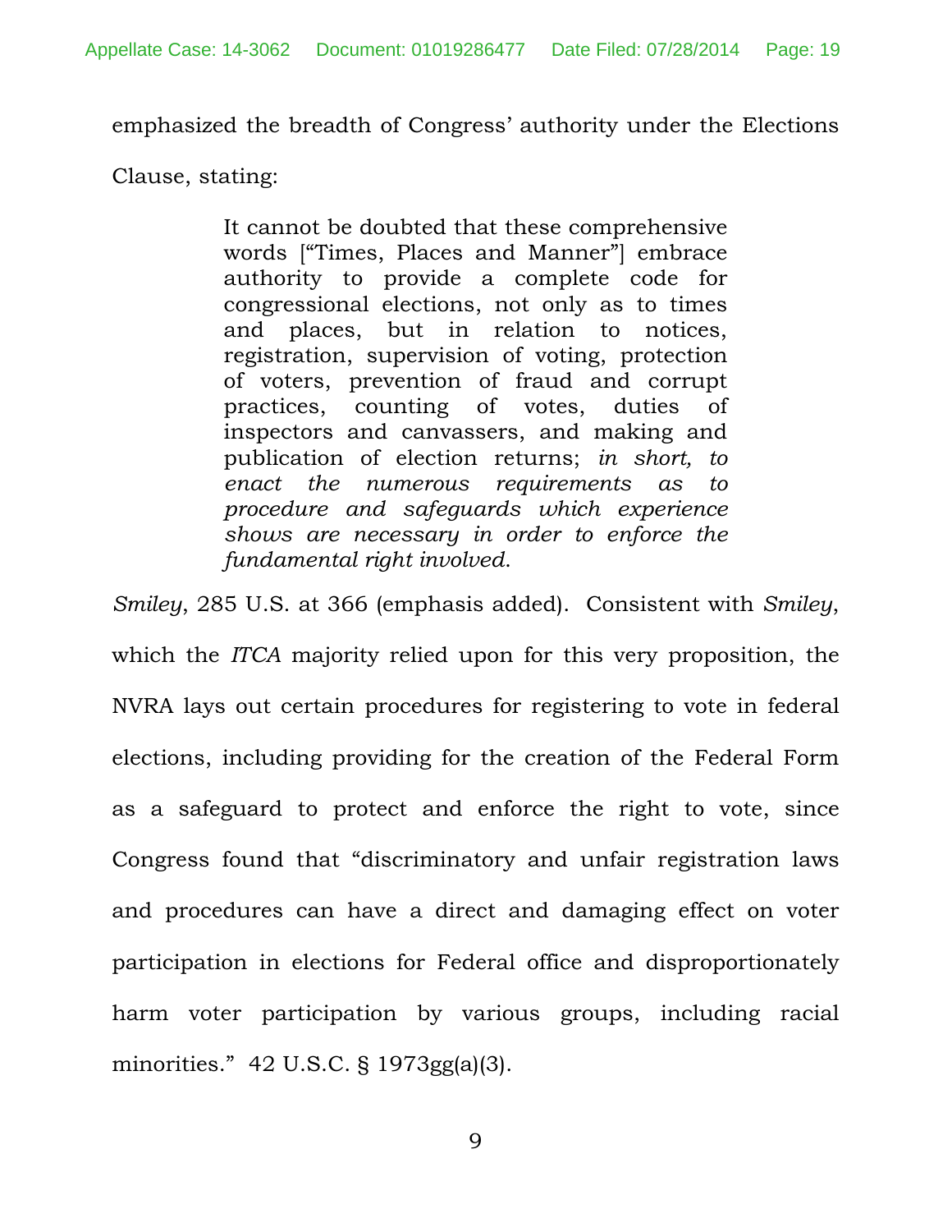emphasized the breadth of Congress' authority under the Elections Clause, stating:

> It cannot be doubted that these comprehensive words ["Times, Places and Manner"] embrace authority to provide a complete code for congressional elections, not only as to times and places, but in relation to notices, registration, supervision of voting, protection of voters, prevention of fraud and corrupt practices, counting of votes, duties of inspectors and canvassers, and making and publication of election returns; *in short, to enact the numerous requirements as to procedure and safeguards which experience shows are necessary in order to enforce the fundamental right involved*.

*Smiley*, 285 U.S. at 366 (emphasis added). Consistent with *Smiley*, which the *ITCA* majority relied upon for this very proposition, the NVRA lays out certain procedures for registering to vote in federal elections, including providing for the creation of the Federal Form as a safeguard to protect and enforce the right to vote, since Congress found that "discriminatory and unfair registration laws and procedures can have a direct and damaging effect on voter participation in elections for Federal office and disproportionately harm voter participation by various groups, including racial minorities." 42 U.S.C. § 1973gg(a)(3).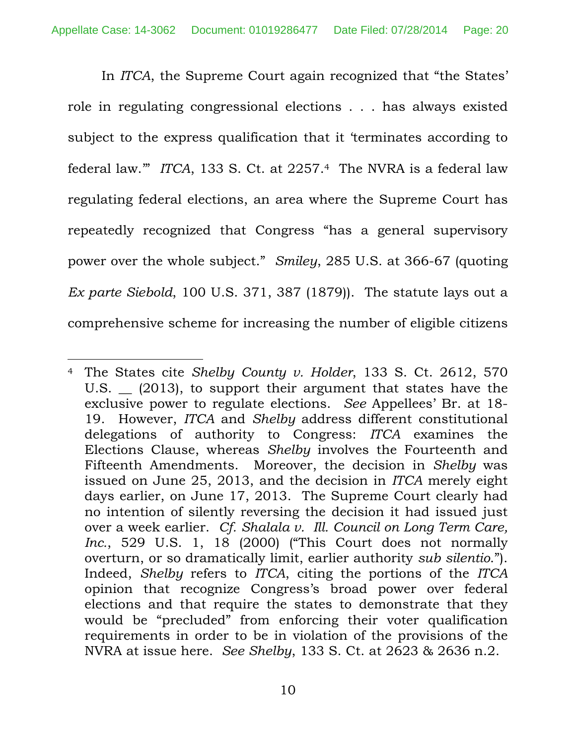In *ITCA*, the Supreme Court again recognized that "the States' role in regulating congressional elections . . . has always existed subject to the express qualification that it 'terminates according to federal law.'" *ITCA*, 133 S. Ct. at 2257.[4] The NVRA is a federal law regulating federal elections, an area where the Supreme Court has repeatedly recognized that Congress "has a general supervisory power over the whole subject." *Smiley*, 285 U.S. at 366-67 (quoting *Ex parte Siebold*, 100 U.S. 371, 387 (1879)). The statute lays out a comprehensive scheme for increasing the number of eligible citizens

---

[4] The States cite *Shelby County v. Holder*, 133 S. Ct. 2612, 570 U.S. __ (2013), to support their argument that states have the exclusive power to regulate elections. *See* Appellees' Br. at 18-19. However, *ITCA* and *Shelby* address different constitutional delegations of authority to Congress: *ITCA* examines the Elections Clause, whereas *Shelby* involves the Fourteenth and Fifteenth Amendments. Moreover, the decision in *Shelby* was issued on June 25, 2013, and the decision in *ITCA* merely eight days earlier, on June 17, 2013. The Supreme Court clearly had no intention of silently reversing the decision it had issued just over a week earlier. *Cf. Shalala v. Ill. Council on Long Term Care, Inc.*, 529 U.S. 1, 18 (2000) ("This Court does not normally overturn, or so dramatically limit, earlier authority *sub silentio*."). Indeed, *Shelby* refers to *ITCA*, citing the portions of the *ITCA* opinion that recognize Congress's broad power over federal elections and that require the states to demonstrate that they would be "precluded" from enforcing their voter qualification requirements in order to be in violation of the provisions of the NVRA at issue here. *See Shelby*, 133 S. Ct. at 2623 & 2636 n.2.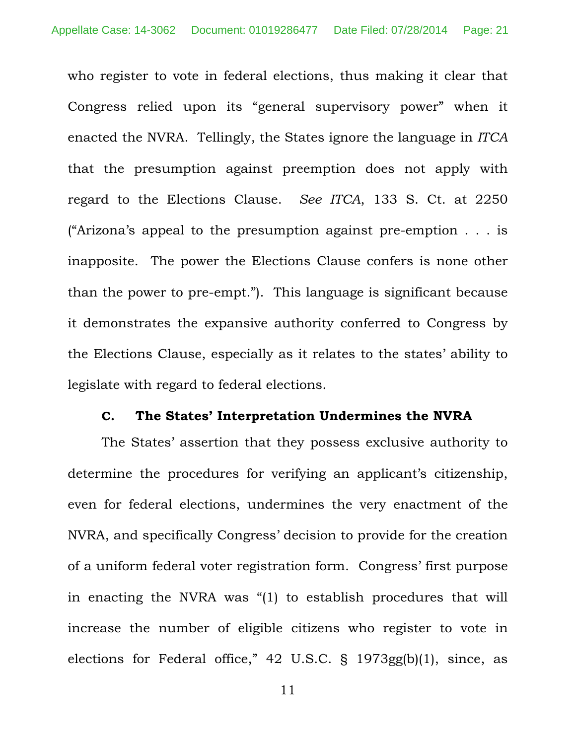who register to vote in federal elections, thus making it clear that Congress relied upon its "general supervisory power" when it enacted the NVRA. Tellingly, the States ignore the language in *ITCA* that the presumption against preemption does not apply with regard to the Elections Clause. *See ITCA*, 133 S. Ct. at 2250 ("Arizona's appeal to the presumption against pre-emption . . . is inapposite. The power the Elections Clause confers is none other than the power to pre-empt."). This language is significant because it demonstrates the expansive authority conferred to Congress by the Elections Clause, especially as it relates to the states' ability to legislate with regard to federal elections.

### C. The States' Interpretation Undermines the NVRA

The States' assertion that they possess exclusive authority to determine the procedures for verifying an applicant's citizenship, even for federal elections, undermines the very enactment of the NVRA, and specifically Congress' decision to provide for the creation of a uniform federal voter registration form. Congress' first purpose in enacting the NVRA was "(1) to establish procedures that will increase the number of eligible citizens who register to vote in elections for Federal office," 42 U.S.C. § 1973gg(b)(1), since, as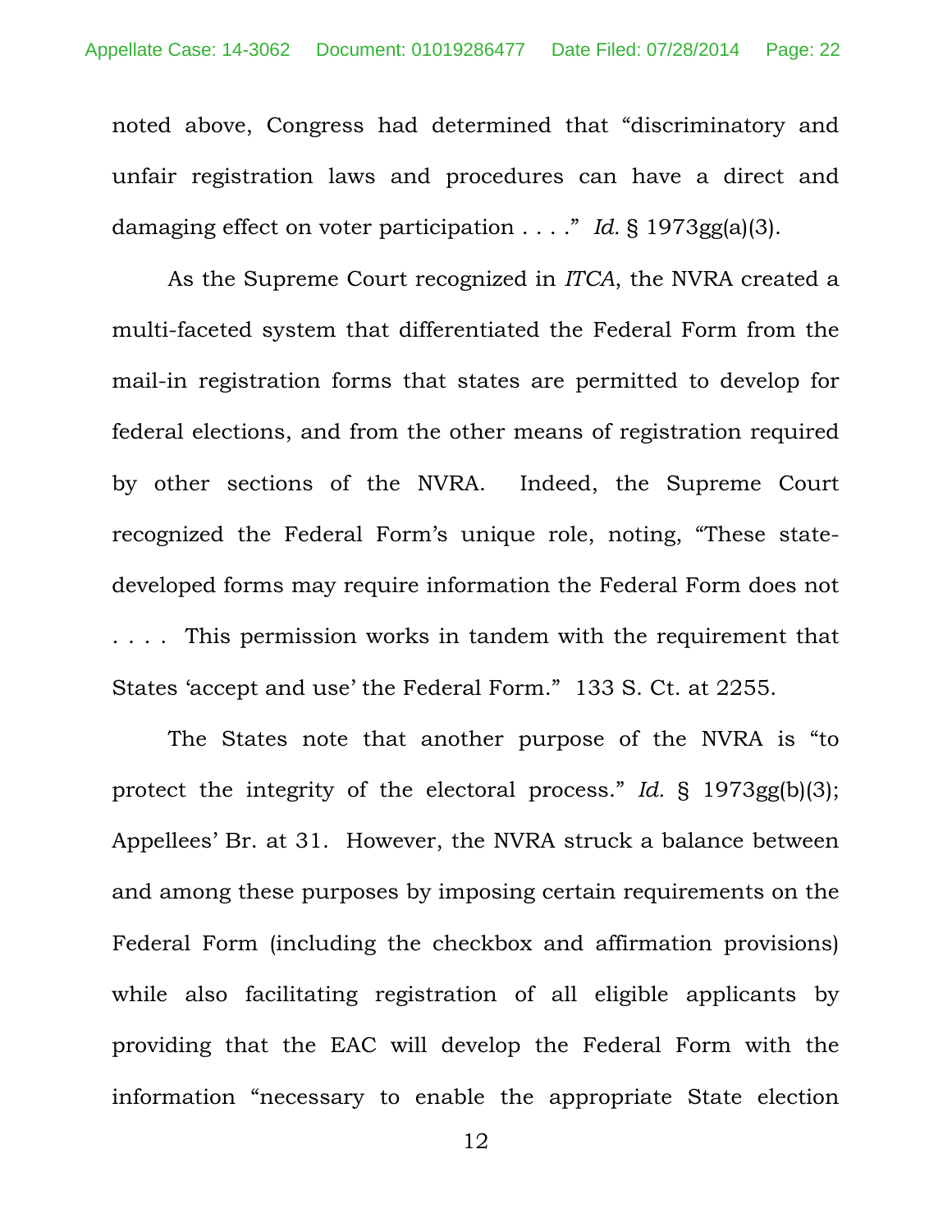noted above, Congress had determined that "discriminatory and unfair registration laws and procedures can have a direct and damaging effect on voter participation . . . ." *Id.* § 1973gg(a)(3).

As the Supreme Court recognized in *ITCA*, the NVRA created a multi-faceted system that differentiated the Federal Form from the mail-in registration forms that states are permitted to develop for federal elections, and from the other means of registration required by other sections of the NVRA. Indeed, the Supreme Court recognized the Federal Form's unique role, noting, "These state-developed forms may require information the Federal Form does not . . . . This permission works in tandem with the requirement that States 'accept and use' the Federal Form." 133 S. Ct. at 2255.

The States note that another purpose of the NVRA is "to protect the integrity of the electoral process." *Id.* § 1973gg(b)(3); Appellees' Br. at 31. However, the NVRA struck a balance between and among these purposes by imposing certain requirements on the Federal Form (including the checkbox and affirmation provisions) while also facilitating registration of all eligible applicants by providing that the EAC will develop the Federal Form with the information "necessary to enable the appropriate State election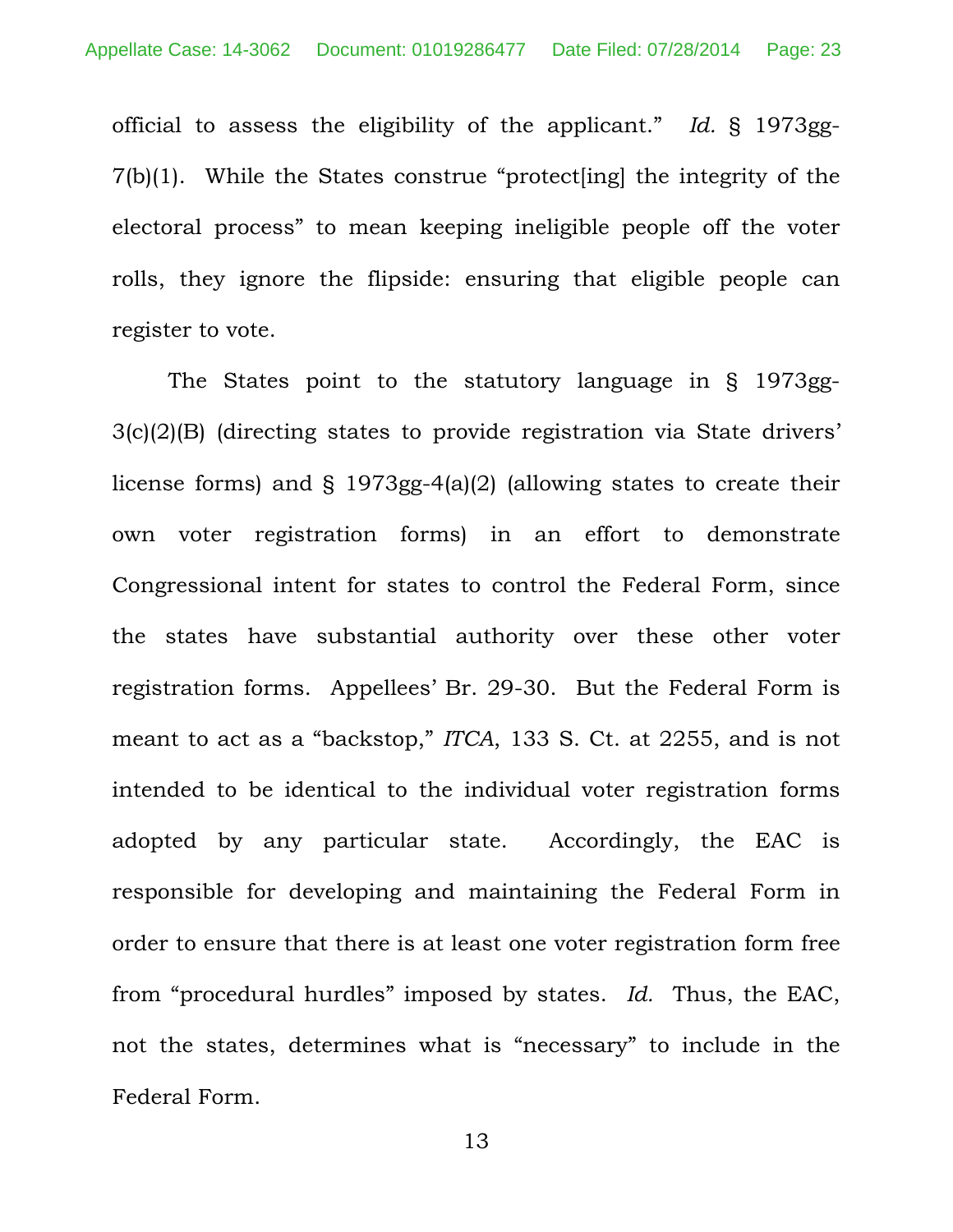official to assess the eligibility of the applicant." *Id.* § 1973gg-7(b)(1). While the States construe "protect[ing] the integrity of the electoral process" to mean keeping ineligible people off the voter rolls, they ignore the flipside: ensuring that eligible people can register to vote.

The States point to the statutory language in § 1973gg-3(c)(2)(B) (directing states to provide registration via State drivers' license forms) and § 1973gg-4(a)(2) (allowing states to create their own voter registration forms) in an effort to demonstrate Congressional intent for states to control the Federal Form, since the states have substantial authority over these other voter registration forms. Appellees' Br. 29-30. But the Federal Form is meant to act as a "backstop," *ITCA*, 133 S. Ct. at 2255, and is not intended to be identical to the individual voter registration forms adopted by any particular state. Accordingly, the EAC is responsible for developing and maintaining the Federal Form in order to ensure that there is at least one voter registration form free from "procedural hurdles" imposed by states. *Id.* Thus, the EAC, not the states, determines what is "necessary" to include in the Federal Form.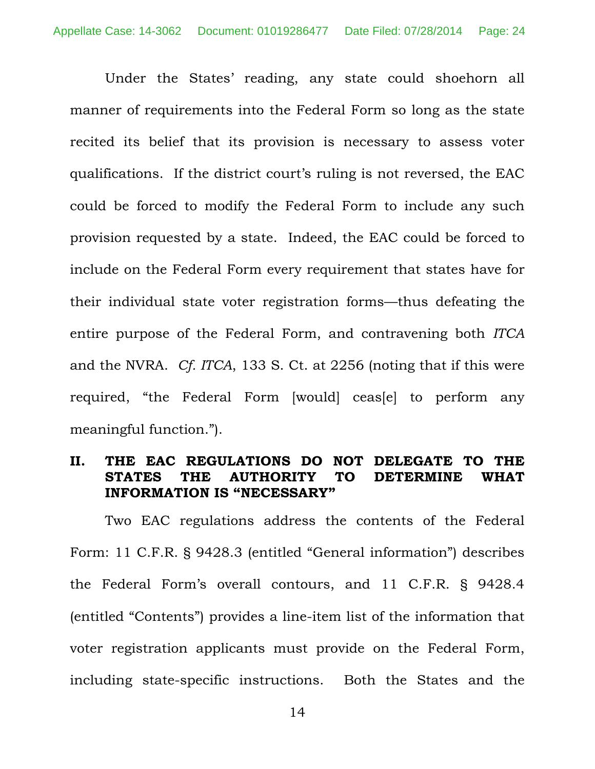Under the States' reading, any state could shoehorn all manner of requirements into the Federal Form so long as the state recited its belief that its provision is necessary to assess voter qualifications. If the district court's ruling is not reversed, the EAC could be forced to modify the Federal Form to include any such provision requested by a state. Indeed, the EAC could be forced to include on the Federal Form every requirement that states have for their individual state voter registration forms—thus defeating the entire purpose of the Federal Form, and contravening both *ITCA* and the NVRA. *Cf. ITCA*, 133 S. Ct. at 2256 (noting that if this were required, "the Federal Form [would] ceas[e] to perform any meaningful function.").

## II. THE EAC REGULATIONS DO NOT DELEGATE TO THE STATES THE AUTHORITY TO DETERMINE WHAT INFORMATION IS "NECESSARY"

Two EAC regulations address the contents of the Federal Form: 11 C.F.R. § 9428.3 (entitled "General information") describes the Federal Form's overall contours, and 11 C.F.R. § 9428.4 (entitled "Contents") provides a line-item list of the information that voter registration applicants must provide on the Federal Form, including state-specific instructions. Both the States and the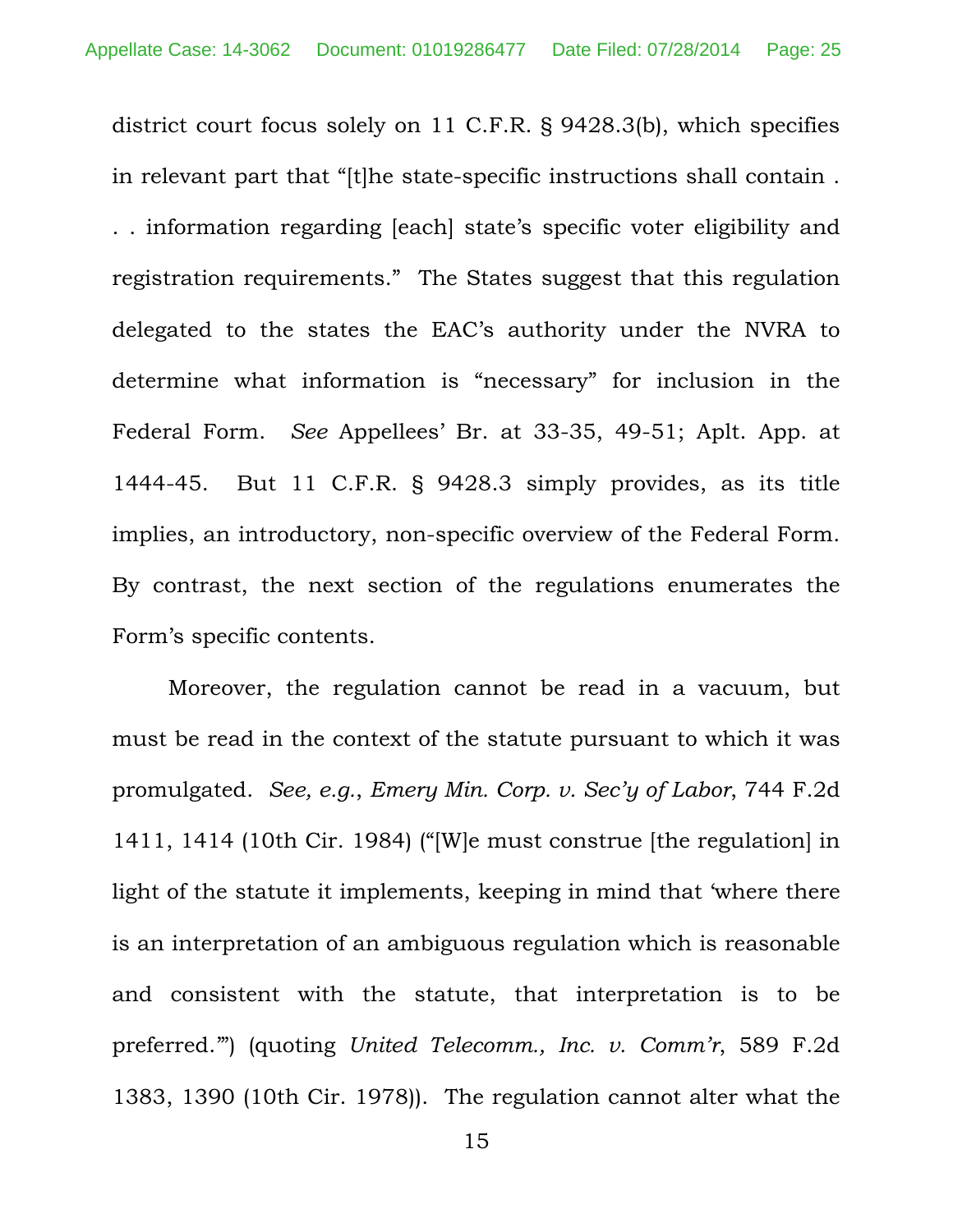district court focus solely on 11 C.F.R. § 9428.3(b), which specifies in relevant part that "[t]he state-specific instructions shall contain . . . information regarding [each] state's specific voter eligibility and registration requirements." The States suggest that this regulation delegated to the states the EAC's authority under the NVRA to determine what information is "necessary" for inclusion in the Federal Form. *See* Appellees' Br. at 33-35, 49-51; Aplt. App. at 1444-45. But 11 C.F.R. § 9428.3 simply provides, as its title implies, an introductory, non-specific overview of the Federal Form. By contrast, the next section of the regulations enumerates the Form's specific contents.

Moreover, the regulation cannot be read in a vacuum, but must be read in the context of the statute pursuant to which it was promulgated. *See, e.g.*, *Emery Min. Corp. v. Sec'y of Labor*, 744 F.2d 1411, 1414 (10th Cir. 1984) ("[W]e must construe [the regulation] in light of the statute it implements, keeping in mind that 'where there is an interpretation of an ambiguous regulation which is reasonable and consistent with the statute, that interpretation is to be preferred.'") (quoting *United Telecomm., Inc. v. Comm'r*, 589 F.2d 1383, 1390 (10th Cir. 1978)). The regulation cannot alter what the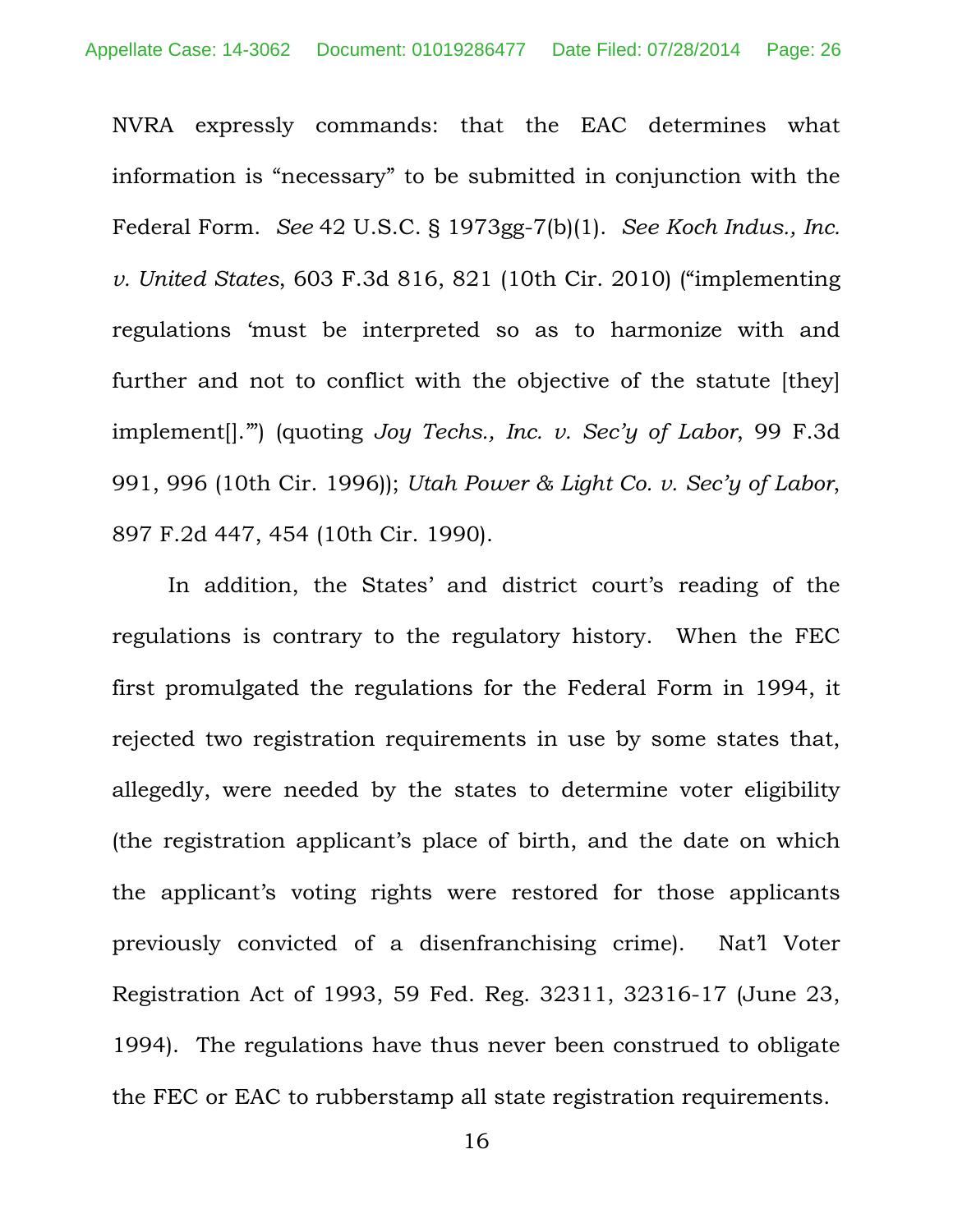NVRA expressly commands: that the EAC determines what information is "necessary" to be submitted in conjunction with the Federal Form. *See* 42 U.S.C. § 1973gg-7(b)(1). *See Koch Indus., Inc. v. United States*, 603 F.3d 816, 821 (10th Cir. 2010) ("implementing regulations 'must be interpreted so as to harmonize with and further and not to conflict with the objective of the statute [they] implement[].'") (quoting *Joy Techs., Inc. v. Sec'y of Labor*, 99 F.3d 991, 996 (10th Cir. 1996)); *Utah Power & Light Co. v. Sec'y of Labor*, 897 F.2d 447, 454 (10th Cir. 1990).

In addition, the States' and district court's reading of the regulations is contrary to the regulatory history. When the FEC first promulgated the regulations for the Federal Form in 1994, it rejected two registration requirements in use by some states that, allegedly, were needed by the states to determine voter eligibility (the registration applicant's place of birth, and the date on which the applicant's voting rights were restored for those applicants previously convicted of a disenfranchising crime). Nat'l Voter Registration Act of 1993, 59 Fed. Reg. 32311, 32316-17 (June 23, 1994). The regulations have thus never been construed to obligate the FEC or EAC to rubberstamp all state registration requirements.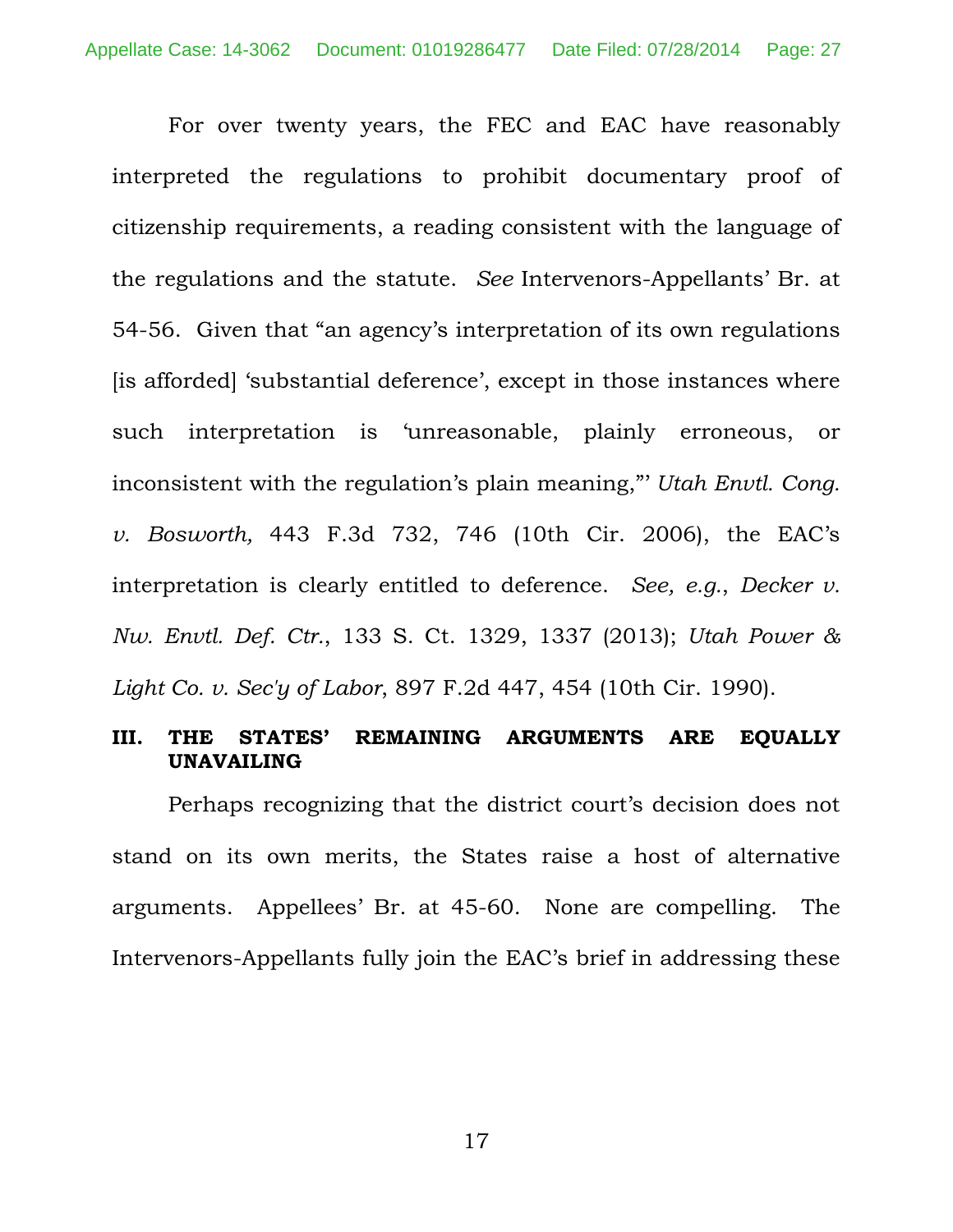For over twenty years, the FEC and EAC have reasonably interpreted the regulations to prohibit documentary proof of citizenship requirements, a reading consistent with the language of the regulations and the statute. *See* Intervenors-Appellants' Br. at 54-56. Given that "an agency's interpretation of its own regulations [is afforded] 'substantial deference', except in those instances where such interpretation is 'unreasonable, plainly erroneous, or inconsistent with the regulation's plain meaning,'" *Utah Envtl. Cong. v. Bosworth,* 443 F.3d 732, 746 (10th Cir. 2006), the EAC's interpretation is clearly entitled to deference. *See, e.g.*, *Decker v. Nw. Envtl. Def. Ctr.*, 133 S. Ct. 1329, 1337 (2013); *Utah Power & Light Co. v. Sec'y of Labor*, 897 F.2d 447, 454 (10th Cir. 1990).

## III. THE STATES' REMAINING ARGUMENTS ARE EQUALLY UNAVAILING

Perhaps recognizing that the district court's decision does not stand on its own merits, the States raise a host of alternative arguments. Appellees' Br. at 45-60. None are compelling. The Intervenors-Appellants fully join the EAC's brief in addressing these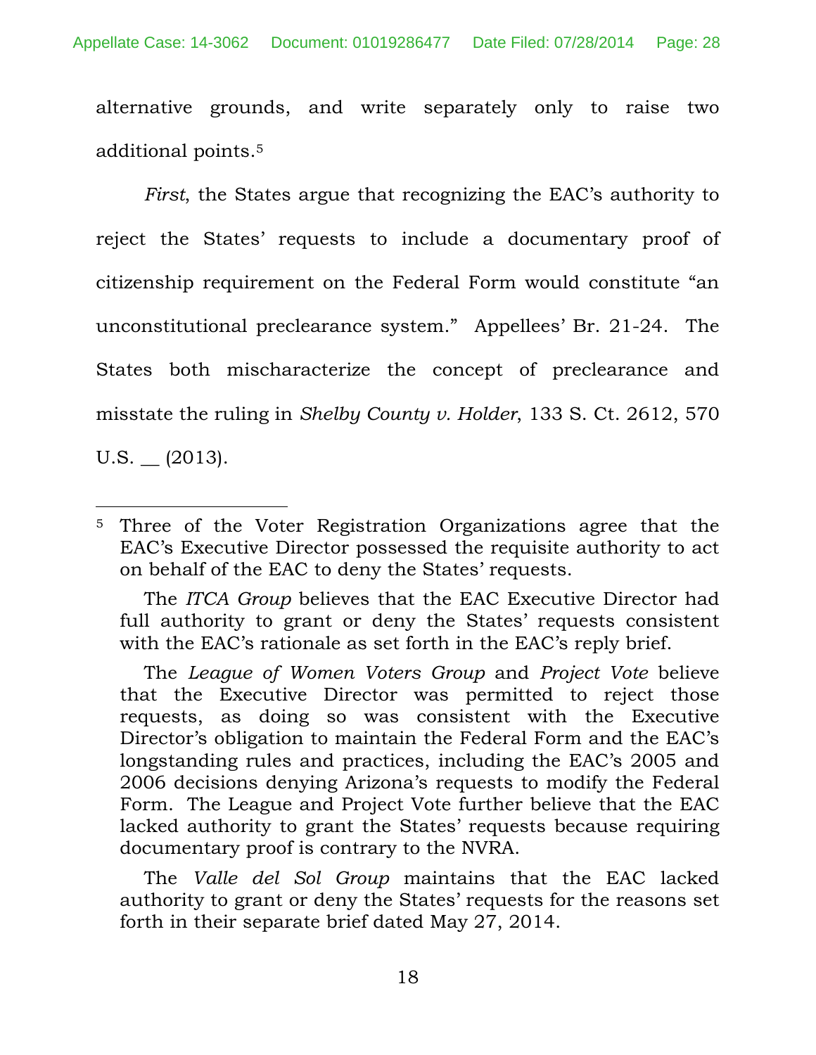alternative grounds, and write separately only to raise two additional points.[5]

*First*, the States argue that recognizing the EAC's authority to reject the States' requests to include a documentary proof of citizenship requirement on the Federal Form would constitute "an unconstitutional preclearance system." Appellees' Br. 21-24. The States both mischaracterize the concept of preclearance and misstate the ruling in *Shelby County v. Holder*, 133 S. Ct. 2612, 570 U.S. __ (2013).

---

[5] Three of the Voter Registration Organizations agree that the EAC's Executive Director possessed the requisite authority to act on behalf of the EAC to deny the States' requests.

The *ITCA Group* believes that the EAC Executive Director had full authority to grant or deny the States' requests consistent with the EAC's rationale as set forth in the EAC's reply brief.

The *League of Women Voters Group* and *Project Vote* believe that the Executive Director was permitted to reject those requests, as doing so was consistent with the Executive Director's obligation to maintain the Federal Form and the EAC's longstanding rules and practices, including the EAC's 2005 and 2006 decisions denying Arizona's requests to modify the Federal Form. The League and Project Vote further believe that the EAC lacked authority to grant the States' requests because requiring documentary proof is contrary to the NVRA.

The *Valle del Sol Group* maintains that the EAC lacked authority to grant or deny the States' requests for the reasons set forth in their separate brief dated May 27, 2014.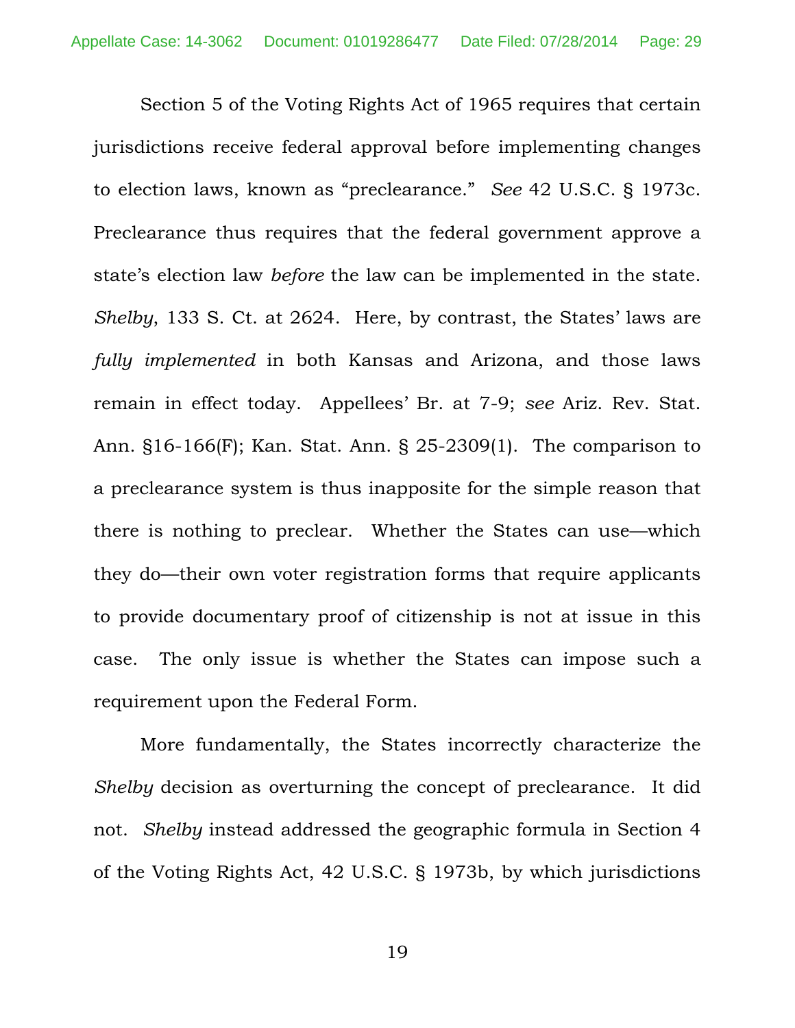Section 5 of the Voting Rights Act of 1965 requires that certain jurisdictions receive federal approval before implementing changes to election laws, known as "preclearance." *See* 42 U.S.C. § 1973c. Preclearance thus requires that the federal government approve a state's election law *before* the law can be implemented in the state. *Shelby*, 133 S. Ct. at 2624. Here, by contrast, the States' laws are *fully implemented* in both Kansas and Arizona, and those laws remain in effect today. Appellees' Br. at 7-9; *see* Ariz. Rev. Stat. Ann. §16-166(F); Kan. Stat. Ann. § 25-2309(1). The comparison to a preclearance system is thus inapposite for the simple reason that there is nothing to preclear. Whether the States can use—which they do—their own voter registration forms that require applicants to provide documentary proof of citizenship is not at issue in this case. The only issue is whether the States can impose such a requirement upon the Federal Form.

More fundamentally, the States incorrectly characterize the *Shelby* decision as overturning the concept of preclearance. It did not. *Shelby* instead addressed the geographic formula in Section 4 of the Voting Rights Act, 42 U.S.C. § 1973b, by which jurisdictions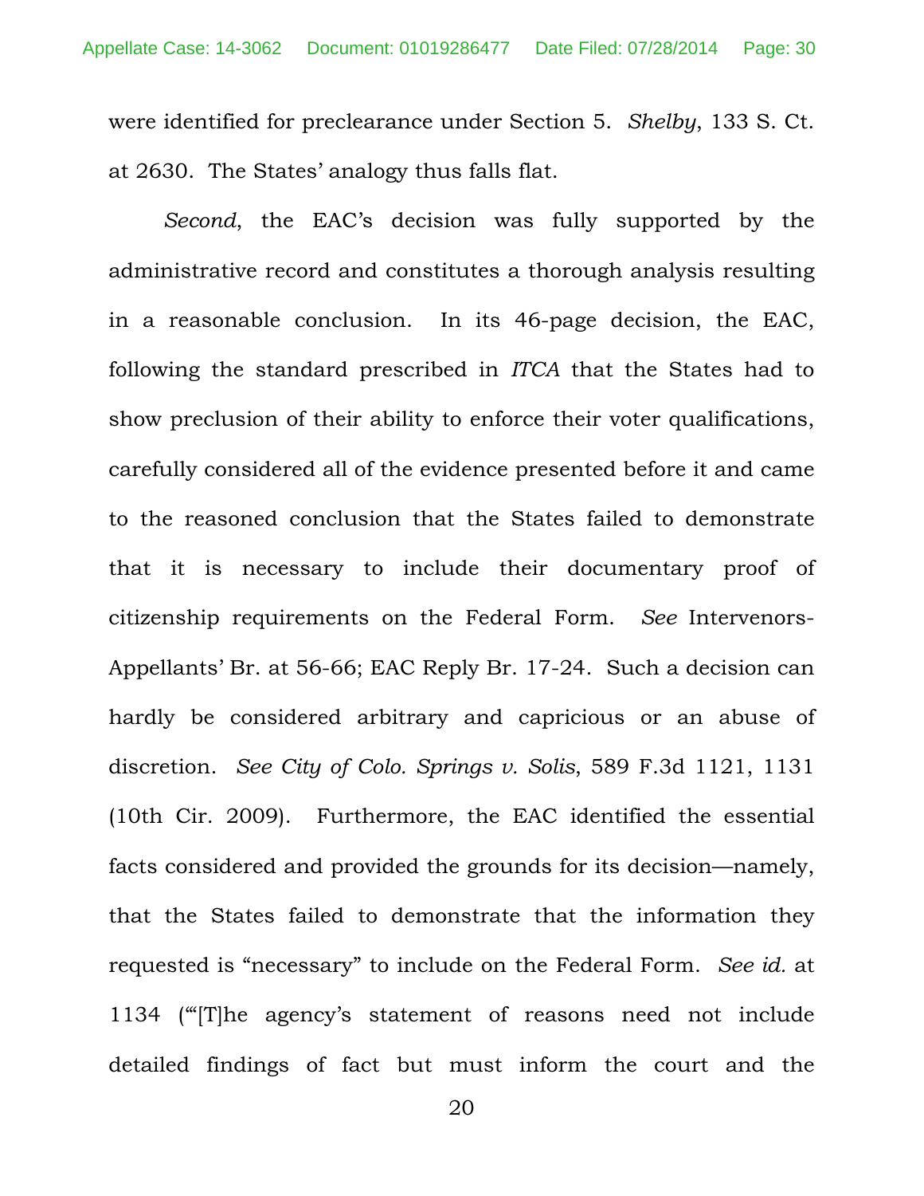were identified for preclearance under Section 5. *Shelby*, 133 S. Ct. at 2630. The States' analogy thus falls flat.

*Second*, the EAC's decision was fully supported by the administrative record and constitutes a thorough analysis resulting in a reasonable conclusion. In its 46-page decision, the EAC, following the standard prescribed in *ITCA* that the States had to show preclusion of their ability to enforce their voter qualifications, carefully considered all of the evidence presented before it and came to the reasoned conclusion that the States failed to demonstrate that it is necessary to include their documentary proof of citizenship requirements on the Federal Form. *See* Intervenors-Appellants' Br. at 56-66; EAC Reply Br. 17-24. Such a decision can hardly be considered arbitrary and capricious or an abuse of discretion. *See City of Colo. Springs v. Solis*, 589 F.3d 1121, 1131 (10th Cir. 2009). Furthermore, the EAC identified the essential facts considered and provided the grounds for its decision—namely, that the States failed to demonstrate that the information they requested is "necessary" to include on the Federal Form. *See id.* at 1134 ("'[T]he agency's statement of reasons need not include detailed findings of fact but must inform the court and the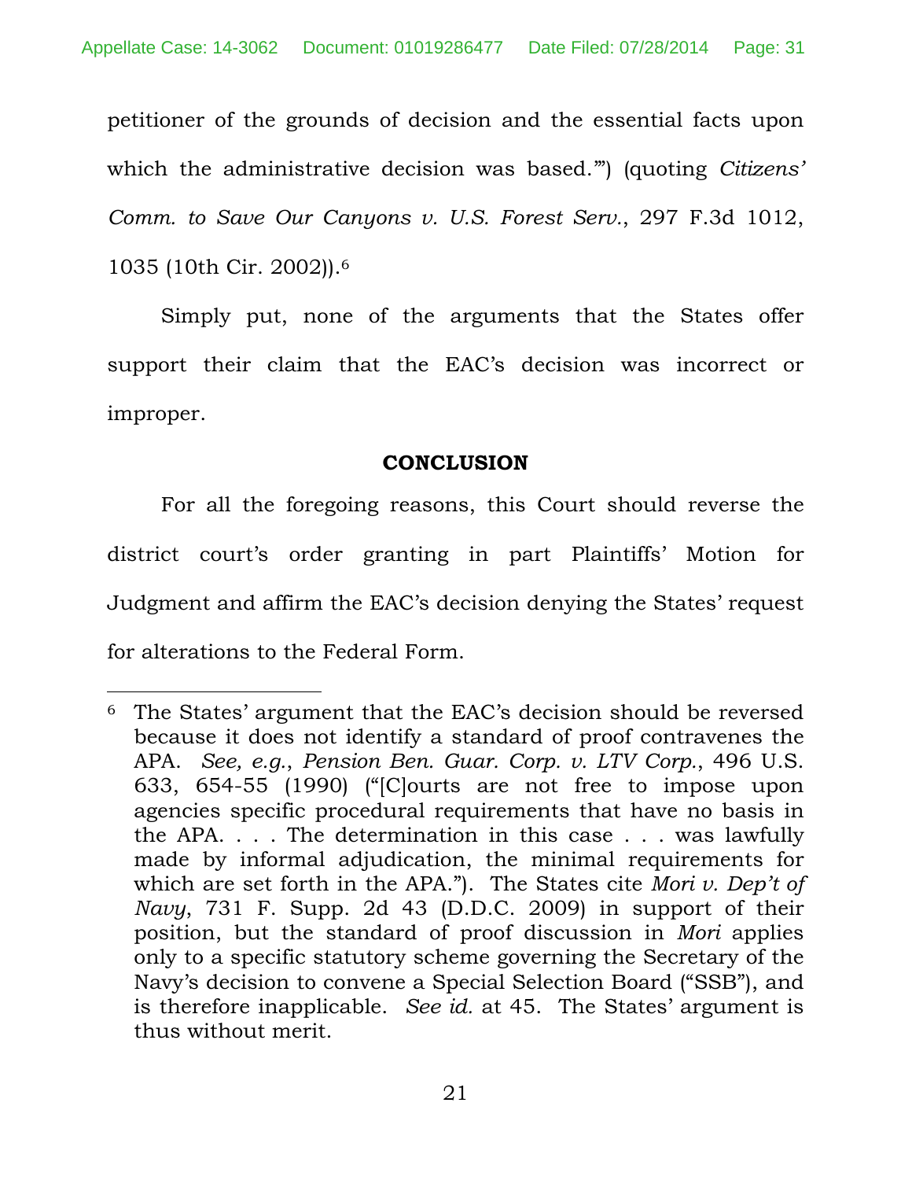petitioner of the grounds of decision and the essential facts upon which the administrative decision was based.'") (quoting *Citizens' Comm. to Save Our Canyons v. U.S. Forest Serv.*, 297 F.3d 1012, 1035 (10th Cir. 2002)).[6]

Simply put, none of the arguments that the States offer support their claim that the EAC's decision was incorrect or improper.

## CONCLUSION

For all the foregoing reasons, this Court should reverse the district court's order granting in part Plaintiffs' Motion for Judgment and affirm the EAC's decision denying the States' request for alterations to the Federal Form.

---

[6] The States' argument that the EAC's decision should be reversed because it does not identify a standard of proof contravenes the APA. *See, e.g.*, *Pension Ben. Guar. Corp. v. LTV Corp.*, 496 U.S. 633, 654-55 (1990) ("[C]ourts are not free to impose upon agencies specific procedural requirements that have no basis in the APA. . . . The determination in this case . . . was lawfully made by informal adjudication, the minimal requirements for which are set forth in the APA."). The States cite *Mori v. Dep't of Navy*, 731 F. Supp. 2d 43 (D.D.C. 2009) in support of their position, but the standard of proof discussion in *Mori* applies only to a specific statutory scheme governing the Secretary of the Navy's decision to convene a Special Selection Board ("SSB"), and is therefore inapplicable. *See id.* at 45. The States' argument is thus without merit.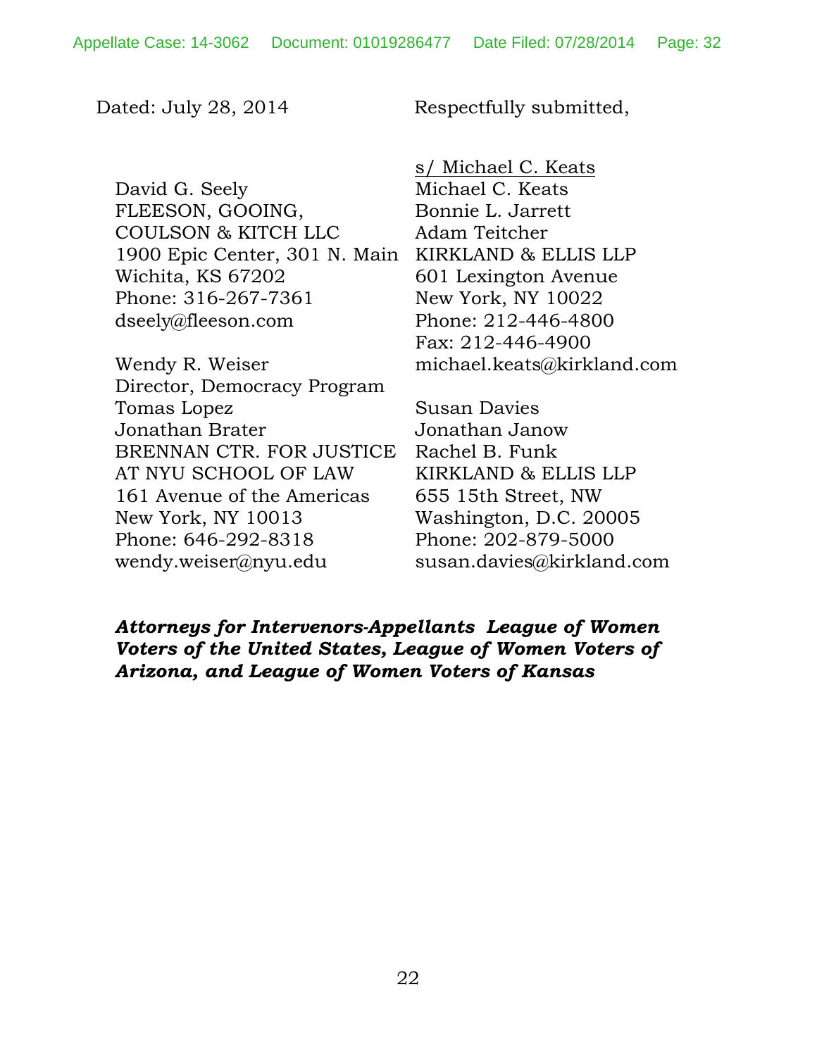Dated: July 28, 2014

Respectfully submitted,

s/ Michael C. Keats
Michael C. Keats
Bonnie L. Jarrett
Adam Teitcher
KIRKLAND & ELLIS LLP
601 Lexington Avenue
New York, NY 10022
Phone: 212-446-4800
Fax: 212-446-4900
michael.keats@kirkland.com

Susan Davies
Jonathan Janow
Rachel B. Funk
KIRKLAND & ELLIS LLP
655 15th Street, NW
Washington, D.C. 20005
Phone: 202-879-5000
susan.davies@kirkland.com

David G. Seely
FLEESON, GOOING,
COULSON & KITCH LLC
1900 Epic Center, 301 N. Main
Wichita, KS 67202
Phone: 316-267-7361
dseely@fleeson.com

Wendy R. Weiser
Director, Democracy Program
Tomas Lopez
Jonathan Brater
BRENNAN CTR. FOR JUSTICE
AT NYU SCHOOL OF LAW
161 Avenue of the Americas
New York, NY 10013
Phone: 646-292-8318
wendy.weiser@nyu.edu

***Attorneys for Intervenors-Appellants League of Women Voters of the United States, League of Women Voters of Arizona, and League of Women Voters of Kansas***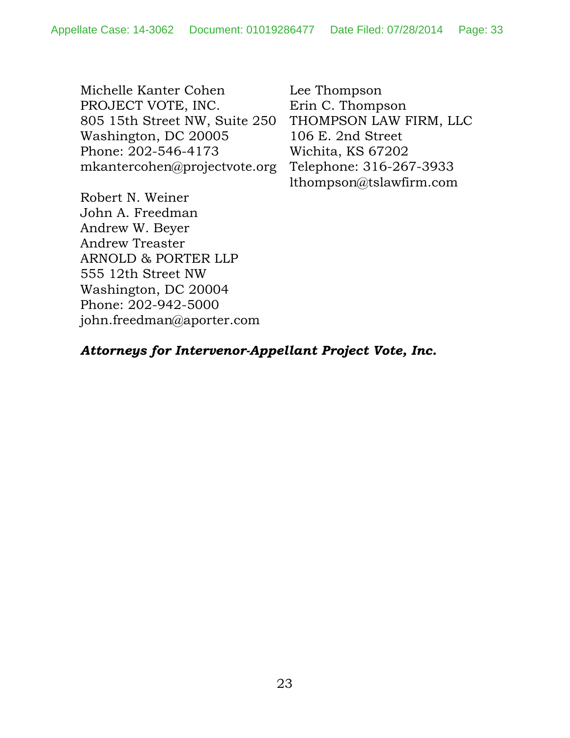Michelle Kanter Cohen
PROJECT VOTE, INC.
805 15th Street NW, Suite 250
Washington, DC 20005
Phone: 202-546-4173
mkantercohen@projectvote.org

Robert N. Weiner
John A. Freedman
Andrew W. Beyer
Andrew Treaster
ARNOLD & PORTER LLP
555 12th Street NW
Washington, DC 20004
Phone: 202-942-5000
john.freedman@aporter.com

Lee Thompson
Erin C. Thompson
THOMPSON LAW FIRM, LLC
106 E. 2nd Street
Wichita, KS 67202
Telephone: 316-267-3933
lthompson@tslawfirm.com

***Attorneys for Intervenor-Appellant Project Vote, Inc.***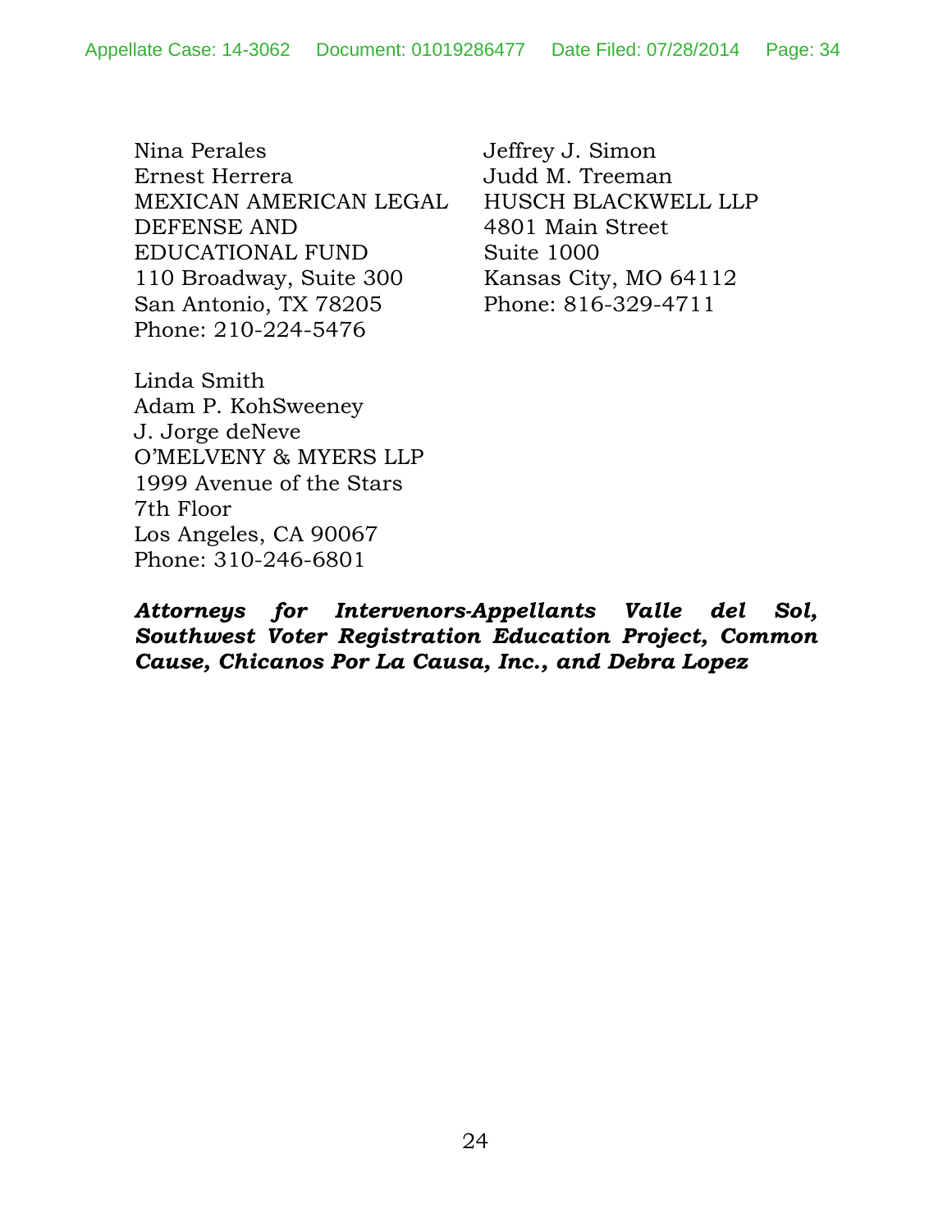Nina Perales
Ernest Herrera
MEXICAN AMERICAN LEGAL DEFENSE AND EDUCATIONAL FUND
110 Broadway, Suite 300
San Antonio, TX 78205
Phone: 210-224-5476

Jeffrey J. Simon
Judd M. Treeman
HUSCH BLACKWELL LLP
4801 Main Street
Suite 1000
Kansas City, MO 64112
Phone: 816-329-4711

Linda Smith
Adam P. KohSweeney
J. Jorge deNeve
O'MELVENY & MYERS LLP
1999 Avenue of the Stars
7th Floor
Los Angeles, CA 90067
Phone: 310-246-6801

***Attorneys for Intervenors-Appellants Valle del Sol, Southwest Voter Registration Education Project, Common Cause, Chicanos Por La Causa, Inc., and Debra Lopez***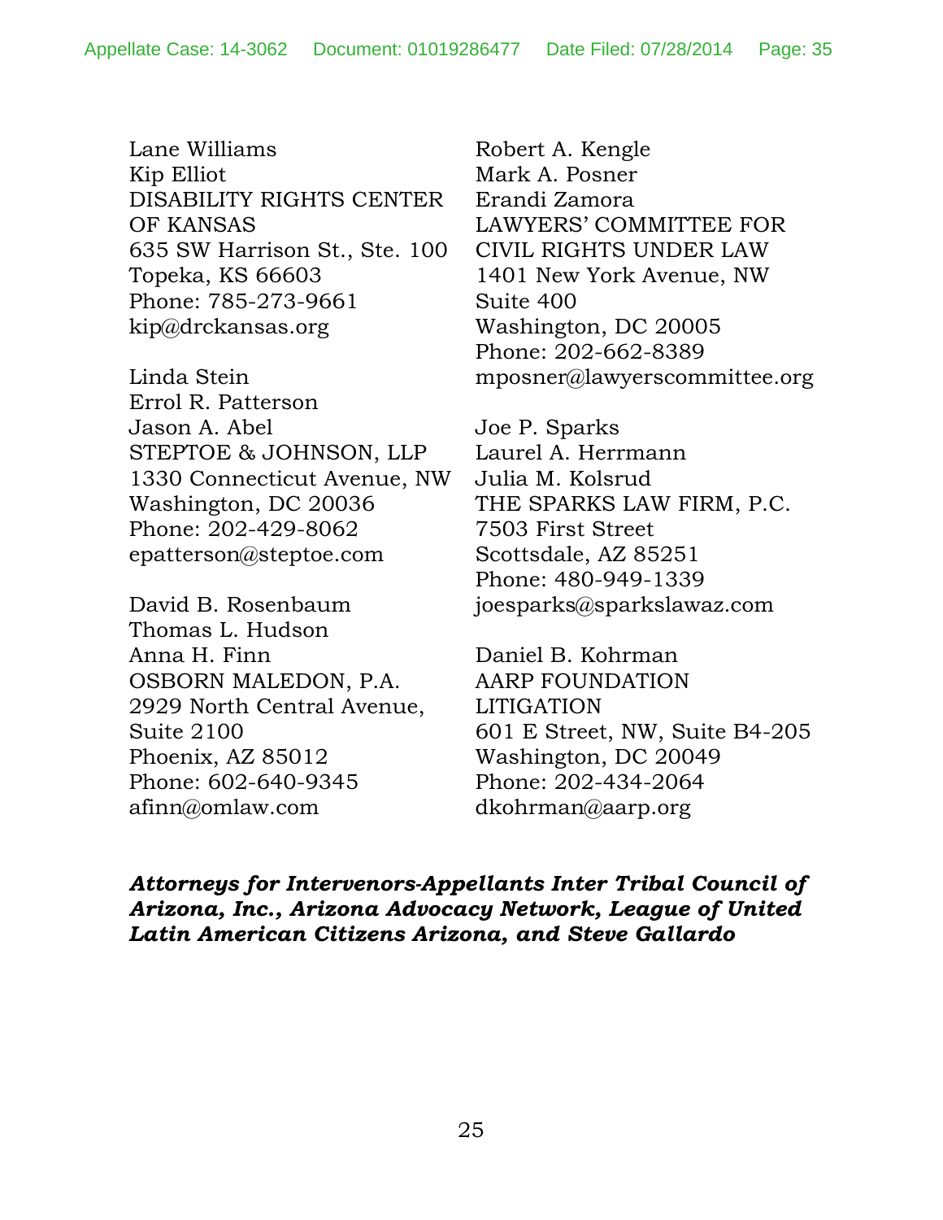Lane Williams
Kip Elliot
DISABILITY RIGHTS CENTER OF KANSAS
635 SW Harrison St., Ste. 100
Topeka, KS 66603
Phone: 785-273-9661
kip@drckansas.org

Linda Stein
Errol R. Patterson
Jason A. Abel
STEPTOE & JOHNSON, LLP
1330 Connecticut Avenue, NW
Washington, DC 20036
Phone: 202-429-8062
epatterson@steptoe.com

David B. Rosenbaum
Thomas L. Hudson
Anna H. Finn
OSBORN MALEDON, P.A.
2929 North Central Avenue, Suite 2100
Phoenix, AZ 85012
Phone: 602-640-9345
afinn@omlaw.com

Robert A. Kengle
Mark A. Posner
Erandi Zamora
LAWYERS' COMMITTEE FOR CIVIL RIGHTS UNDER LAW
1401 New York Avenue, NW
Suite 400
Washington, DC 20005
Phone: 202-662-8389
mposner@lawyerscommittee.org

Joe P. Sparks
Laurel A. Herrmann
Julia M. Kolsrud
THE SPARKS LAW FIRM, P.C.
7503 First Street
Scottsdale, AZ 85251
Phone: 480-949-1339
joesparks@sparkslawaz.com

Daniel B. Kohrman
AARP FOUNDATION LITIGATION
601 E Street, NW, Suite B4-205
Washington, DC 20049
Phone: 202-434-2064
dkohrman@aarp.org

***Attorneys for Intervenors-Appellants Inter Tribal Council of Arizona, Inc., Arizona Advocacy Network, League of United Latin American Citizens Arizona, and Steve Gallardo***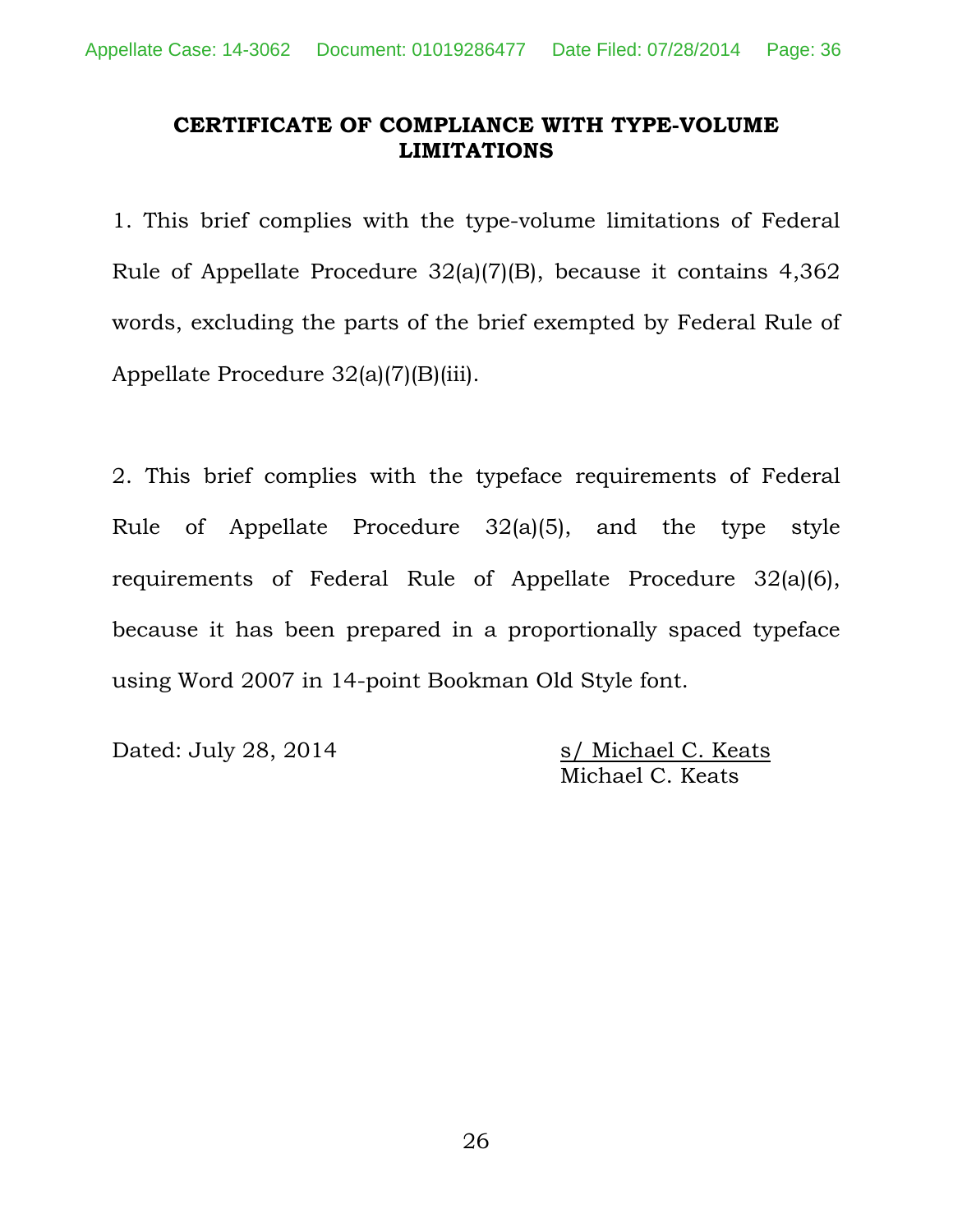## CERTIFICATE OF COMPLIANCE WITH TYPE-VOLUME LIMITATIONS

1. This brief complies with the type-volume limitations of Federal Rule of Appellate Procedure 32(a)(7)(B), because it contains 4,362 words, excluding the parts of the brief exempted by Federal Rule of Appellate Procedure 32(a)(7)(B)(iii).

2. This brief complies with the typeface requirements of Federal Rule of Appellate Procedure 32(a)(5), and the type style requirements of Federal Rule of Appellate Procedure 32(a)(6), because it has been prepared in a proportionally spaced typeface using Word 2007 in 14-point Bookman Old Style font.

Dated: July 28, 2014

s/ Michael C. Keats
Michael C. Keats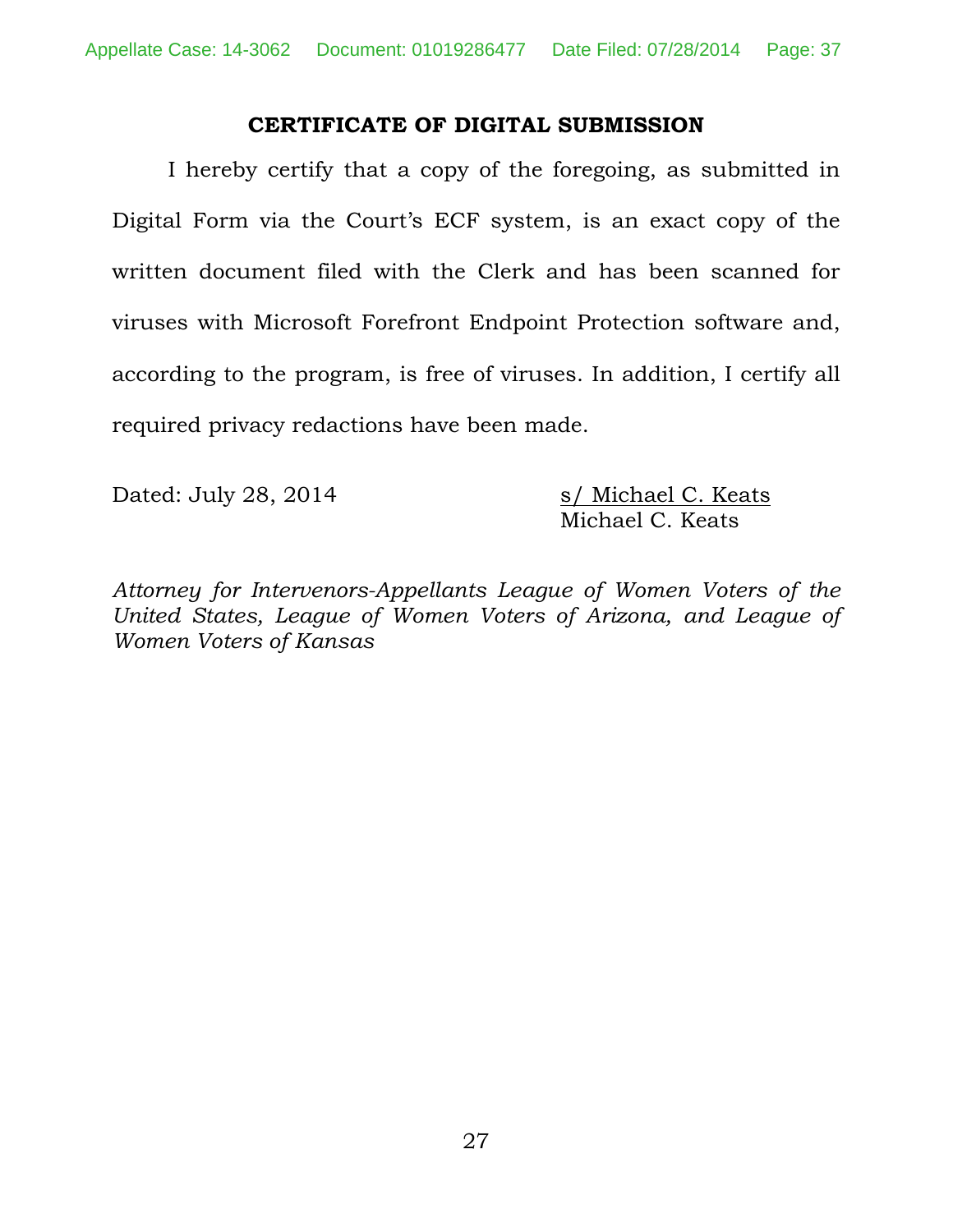## CERTIFICATE OF DIGITAL SUBMISSION

I hereby certify that a copy of the foregoing, as submitted in Digital Form via the Court's ECF system, is an exact copy of the written document filed with the Clerk and has been scanned for viruses with Microsoft Forefront Endpoint Protection software and, according to the program, is free of viruses. In addition, I certify all required privacy redactions have been made.

Dated: July 28, 2014

s/ Michael C. Keats
Michael C. Keats

*Attorney for Intervenors-Appellants League of Women Voters of the United States, League of Women Voters of Arizona, and League of Women Voters of Kansas*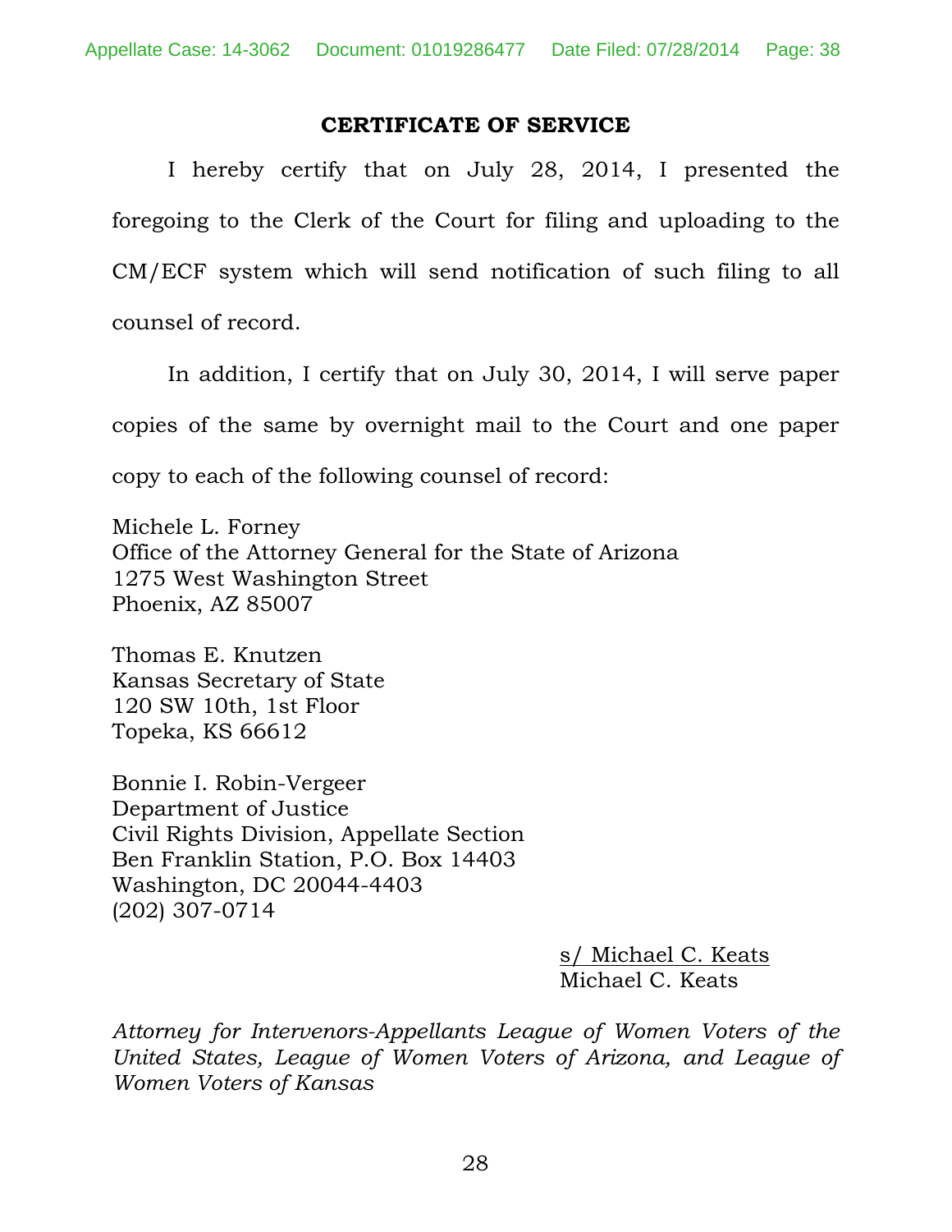**CERTIFICATE OF SERVICE**

I hereby certify that on July 28, 2014, I presented the foregoing to the Clerk of the Court for filing and uploading to the CM/ECF system which will send notification of such filing to all counsel of record.

In addition, I certify that on July 30, 2014, I will serve paper copies of the same by overnight mail to the Court and one paper copy to each of the following counsel of record:

Michele L. Forney
Office of the Attorney General for the State of Arizona
1275 West Washington Street
Phoenix, AZ 85007

Thomas E. Knutzen
Kansas Secretary of State
120 SW 10th, 1st Floor
Topeka, KS 66612

Bonnie I. Robin-Vergeer
Department of Justice
Civil Rights Division, Appellate Section
Ben Franklin Station, P.O. Box 14403
Washington, DC 20044-4403
(202) 307-0714

s/ Michael C. Keats
Michael C. Keats

*Attorney for Intervenors-Appellants League of Women Voters of the United States, League of Women Voters of Arizona, and League of Women Voters of Kansas*